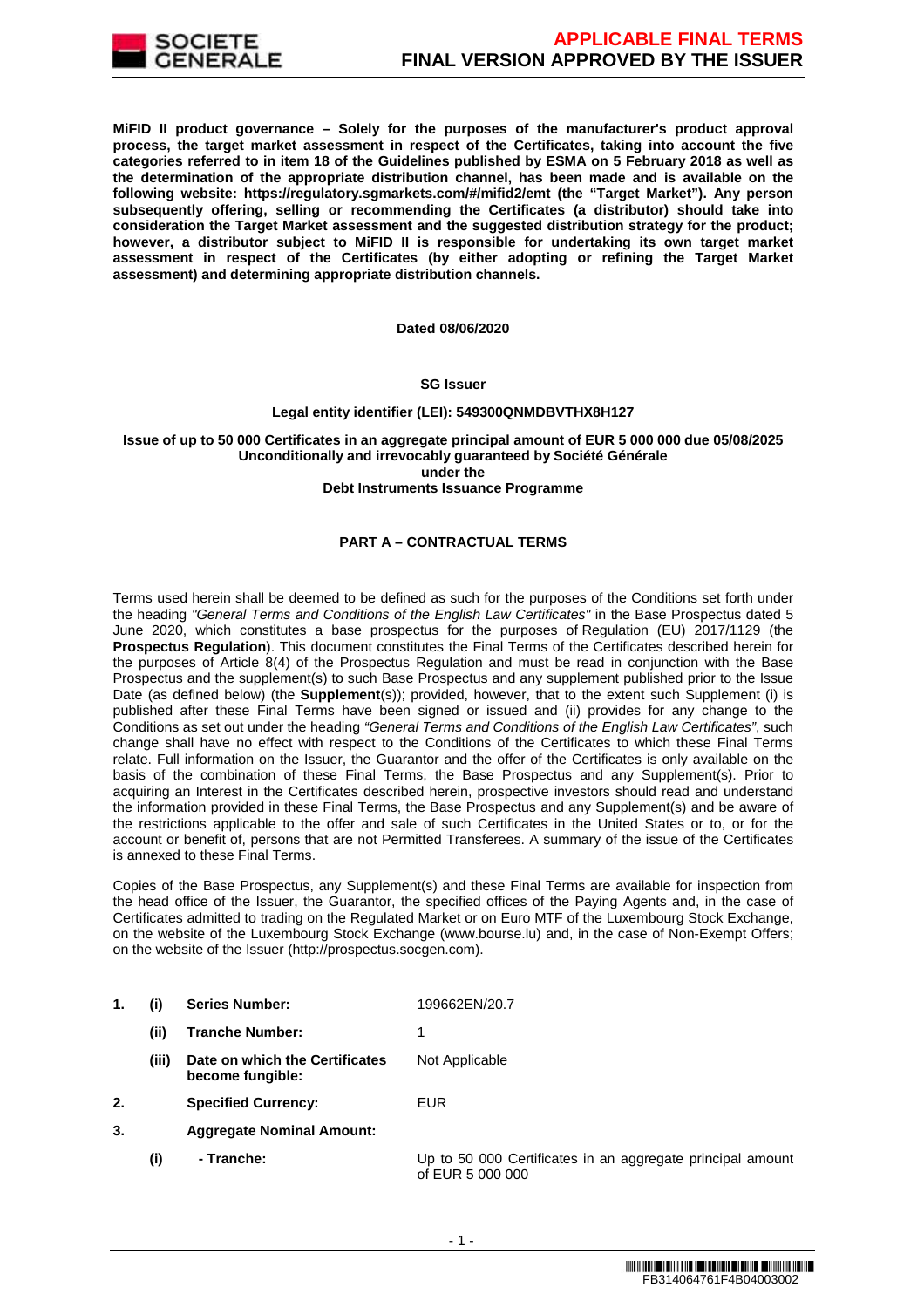**MiFID II product governance – Solely for the purposes of the manufacturer's product approval process, the target market assessment in respect of the Certificates, taking into account the five categories referred to in item 18 of the Guidelines published by ESMA on 5 February 2018 as well as the determination of the appropriate distribution channel, has been made and is available on the following website: https://regulatory.sgmarkets.com/#/mifid2/emt (the "Target Market"). Any person subsequently offering, selling or recommending the Certificates (a distributor) should take into consideration the Target Market assessment and the suggested distribution strategy for the product; however, a distributor subject to MiFID II is responsible for undertaking its own target market assessment in respect of the Certificates (by either adopting or refining the Target Market assessment) and determining appropriate distribution channels.**

**Dated 08/06/2020**

**SG Issuer**

**Legal entity identifier (LEI): 549300QNMDBVTHX8H127**

**Issue of up to 50 000 Certificates in an aggregate principal amount of EUR 5 000 000 due 05/08/2025**
**Unconditionally and irrevocably guaranteed by Société Générale**
**under the**
**Debt Instruments Issuance Programme**

**PART A – CONTRACTUAL TERMS**

Terms used herein shall be deemed to be defined as such for the purposes of the Conditions set forth under the heading *"General Terms and Conditions of the English Law Certificates"* in the Base Prospectus dated 5 June 2020, which constitutes a base prospectus for the purposes of Regulation (EU) 2017/1129 (the **Prospectus Regulation**). This document constitutes the Final Terms of the Certificates described herein for the purposes of Article 8(4) of the Prospectus Regulation and must be read in conjunction with the Base Prospectus and the supplement(s) to such Base Prospectus and any supplement published prior to the Issue Date (as defined below) (the **Supplement**(s)); provided, however, that to the extent such Supplement (i) is published after these Final Terms have been signed or issued and (ii) provides for any change to the Conditions as set out under the heading *"General Terms and Conditions of the English Law Certificates"*, such change shall have no effect with respect to the Conditions of the Certificates to which these Final Terms relate. Full information on the Issuer, the Guarantor and the offer of the Certificates is only available on the basis of the combination of these Final Terms, the Base Prospectus and any Supplement(s). Prior to acquiring an Interest in the Certificates described herein, prospective investors should read and understand the information provided in these Final Terms, the Base Prospectus and any Supplement(s) and be aware of the restrictions applicable to the offer and sale of such Certificates in the United States or to, or for the account or benefit of, persons that are not Permitted Transferees. A summary of the issue of the Certificates is annexed to these Final Terms.

Copies of the Base Prospectus, any Supplement(s) and these Final Terms are available for inspection from the head office of the Issuer, the Guarantor, the specified offices of the Paying Agents and, in the case of Certificates admitted to trading on the Regulated Market or on Euro MTF of the Luxembourg Stock Exchange, on the website of the Luxembourg Stock Exchange (www.bourse.lu) and, in the case of Non-Exempt Offers; on the website of the Issuer (http://prospectus.socgen.com).

| | | | |
|---|---|---|---|
| **1.** | **(i)** | **Series Number:** | 199662EN/20.7 |
| | **(ii)** | **Tranche Number:** | 1 |
| | **(iii)** | **Date on which the Certificates become fungible:** | Not Applicable |
| **2.** | | **Specified Currency:** | EUR |
| **3.** | | **Aggregate Nominal Amount:** | |
| | **(i)** | **- Tranche:** | Up to 50 000 Certificates in an aggregate principal amount of EUR 5 000 000 |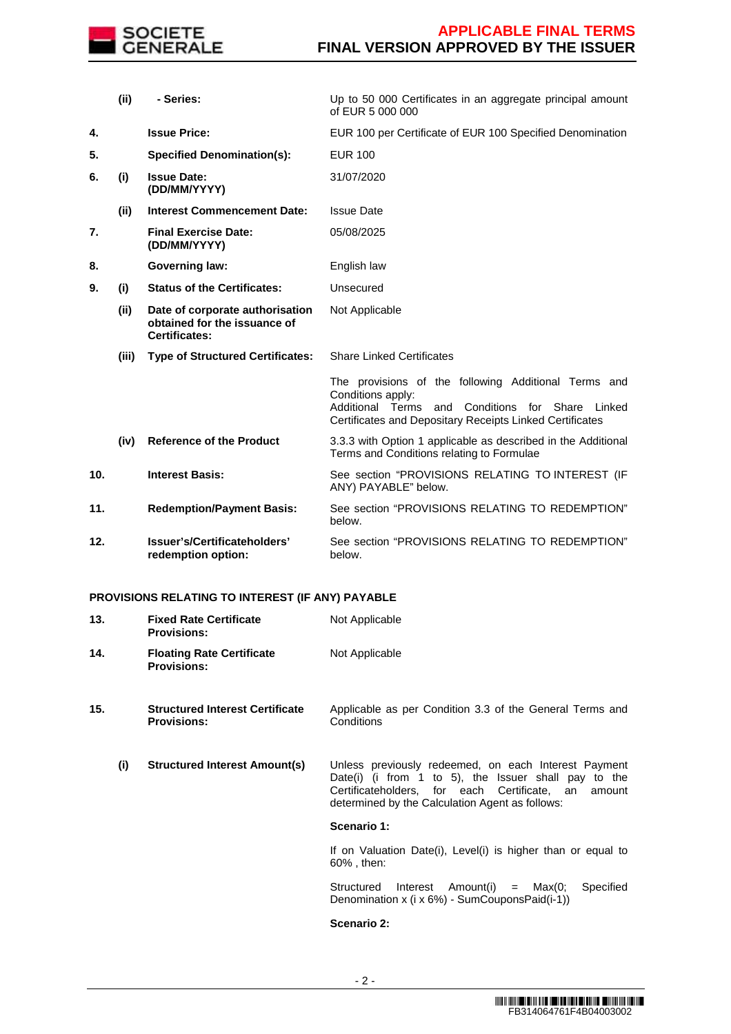| | | | |
|---|---|---|---|
| | **(ii)** | **- Series:** | Up to 50 000 Certificates in an aggregate principal amount of EUR 5 000 000 |
| **4.** | | **Issue Price:** | EUR 100 per Certificate of EUR 100 Specified Denomination |
| **5.** | | **Specified Denomination(s):** | EUR 100 |
| **6.** | **(i)** | **Issue Date: (DD/MM/YYYY)** | 31/07/2020 |
| | **(ii)** | **Interest Commencement Date:** | Issue Date |
| **7.** | | **Final Exercise Date: (DD/MM/YYYY)** | 05/08/2025 |
| **8.** | | **Governing law:** | English law |
| **9.** | **(i)** | **Status of the Certificates:** | Unsecured |
| | **(ii)** | **Date of corporate authorisation obtained for the issuance of Certificates:** | Not Applicable |
| | **(iii)** | **Type of Structured Certificates:** | Share Linked Certificates<br><br>The provisions of the following Additional Terms and Conditions apply:<br>Additional Terms and Conditions for Share Linked Certificates and Depositary Receipts Linked Certificates |
| | **(iv)** | **Reference of the Product** | 3.3.3 with Option 1 applicable as described in the Additional Terms and Conditions relating to Formulae |
| **10.** | | **Interest Basis:** | See section "PROVISIONS RELATING TO INTEREST (IF ANY) PAYABLE" below. |
| **11.** | | **Redemption/Payment Basis:** | See section "PROVISIONS RELATING TO REDEMPTION" below. |
| **12.** | | **Issuer's/Certificateholders' redemption option:** | See section "PROVISIONS RELATING TO REDEMPTION" below. |

**PROVISIONS RELATING TO INTEREST (IF ANY) PAYABLE**

| | | | |
|---|---|---|---|
| **13.** | | **Fixed Rate Certificate Provisions:** | Not Applicable |
| **14.** | | **Floating Rate Certificate Provisions:** | Not Applicable |
| **15.** | | **Structured Interest Certificate Provisions:** | Applicable as per Condition 3.3 of the General Terms and Conditions |
| | **(i)** | **Structured Interest Amount(s)** | Unless previously redeemed, on each Interest Payment Date(i) (i from 1 to 5), the Issuer shall pay to the Certificateholders, for each Certificate, an amount determined by the Calculation Agent as follows:<br><br>**Scenario 1:**<br><br>If on Valuation Date(i), Level(i) is higher than or equal to 60% , then:<br><br>Structured Interest Amount(i) = Max(0; Specified Denomination x (i x 6%) - SumCouponsPaid(i-1))<br><br>**Scenario 2:** |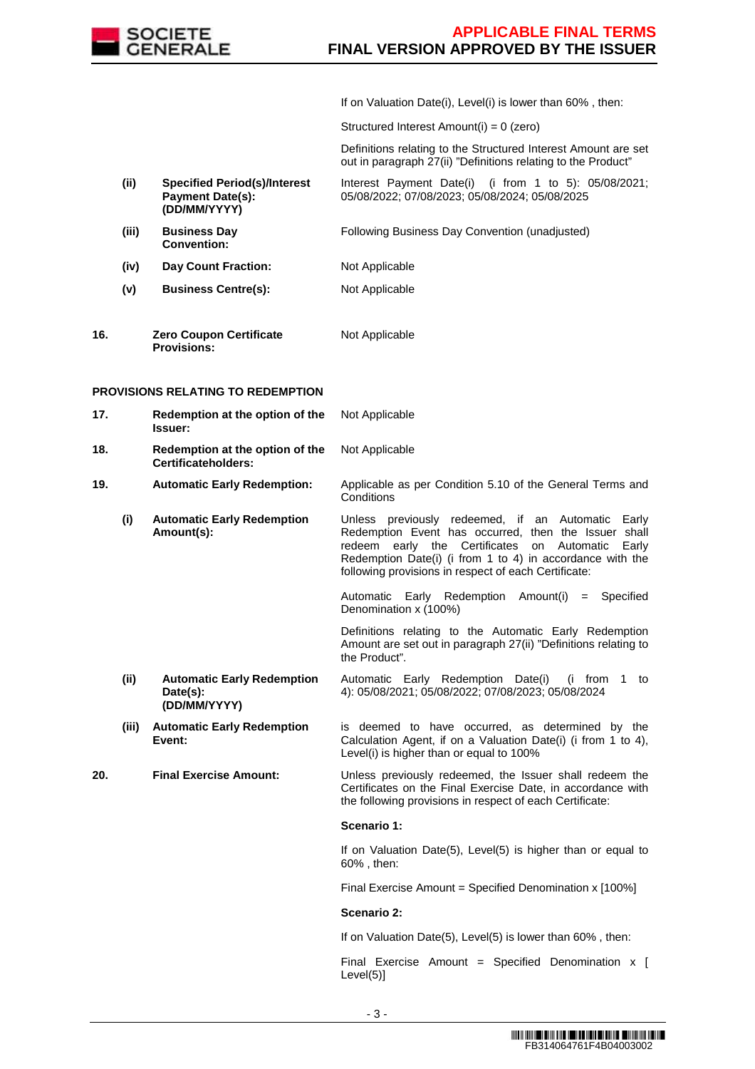| | | | |
|---|---|---|---|
| | | | If on Valuation Date(i), Level(i) is lower than 60% , then: |
| | | | Structured Interest Amount(i) = 0 (zero) |
| | | | Definitions relating to the Structured Interest Amount are set out in paragraph 27(ii) "Definitions relating to the Product" |
| | (ii) | **Specified Period(s)/Interest Payment Date(s): (DD/MM/YYYY)** | Interest Payment Date(i) (i from 1 to 5): 05/08/2021; 05/08/2022; 07/08/2023; 05/08/2024; 05/08/2025 |
| | (iii) | **Business Day Convention:** | Following Business Day Convention (unadjusted) |
| | (iv) | **Day Count Fraction:** | Not Applicable |
| | (v) | **Business Centre(s):** | Not Applicable |
| 16. | | **Zero Coupon Certificate Provisions:** | Not Applicable |

**PROVISIONS RELATING TO REDEMPTION**

| | | | |
|---|---|---|---|
| 17. | | **Redemption at the option of the Issuer:** | Not Applicable |
| 18. | | **Redemption at the option of the Certificateholders:** | Not Applicable |
| 19. | | **Automatic Early Redemption:** | Applicable as per Condition 5.10 of the General Terms and Conditions |
| | (i) | **Automatic Early Redemption Amount(s):** | Unless previously redeemed, if an Automatic Early Redemption Event has occurred, then the Issuer shall redeem early the Certificates on Automatic Early Redemption Date(i) (i from 1 to 4) in accordance with the following provisions in respect of each Certificate:<br><br>Automatic Early Redemption Amount(i) = Specified Denomination x (100%)<br><br>Definitions relating to the Automatic Early Redemption Amount are set out in paragraph 27(ii) "Definitions relating to the Product". |
| | (ii) | **Automatic Early Redemption Date(s): (DD/MM/YYYY)** | Automatic Early Redemption Date(i) (i from 1 to 4): 05/08/2021; 05/08/2022; 07/08/2023; 05/08/2024 |
| | (iii) | **Automatic Early Redemption Event:** | is deemed to have occurred, as determined by the Calculation Agent, if on a Valuation Date(i) (i from 1 to 4), Level(i) is higher than or equal to 100% |
| 20. | | **Final Exercise Amount:** | Unless previously redeemed, the Issuer shall redeem the Certificates on the Final Exercise Date, in accordance with the following provisions in respect of each Certificate:<br><br>**Scenario 1:**<br><br>If on Valuation Date(5), Level(5) is higher than or equal to 60% , then:<br><br>Final Exercise Amount = Specified Denomination x [100%]<br><br>**Scenario 2:**<br><br>If on Valuation Date(5), Level(5) is lower than 60% , then:<br><br>Final Exercise Amount = Specified Denomination x [ Level(5)] |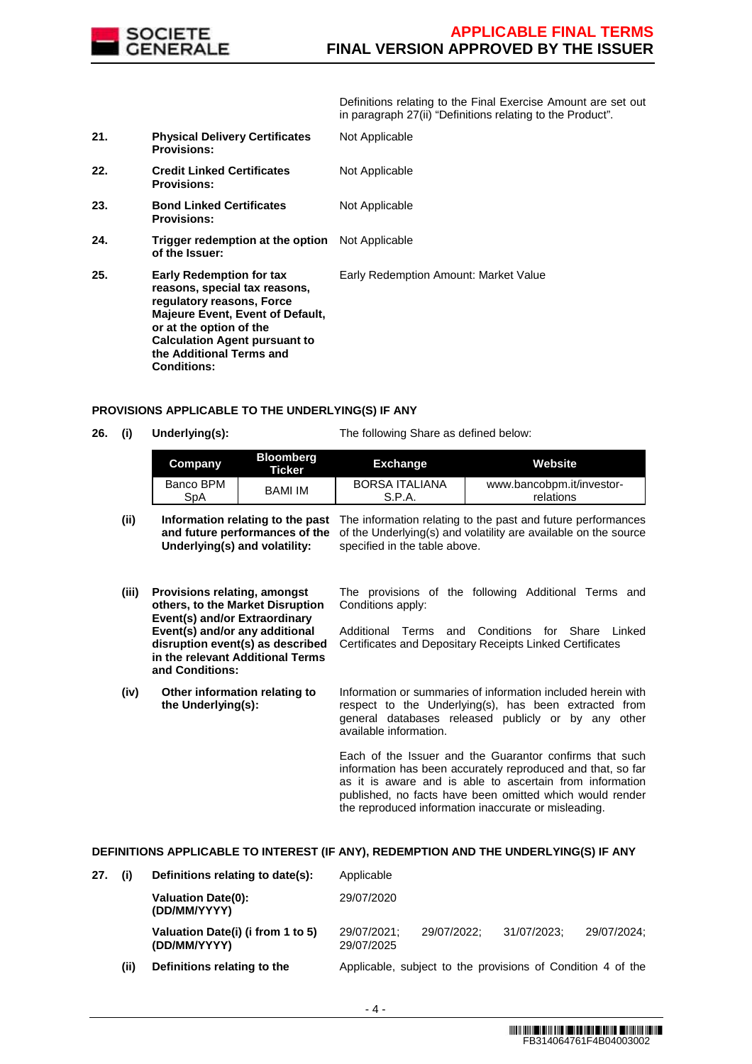Definitions relating to the Final Exercise Amount are set out in paragraph 27(ii) "Definitions relating to the Product".

**21. Physical Delivery Certificates Provisions:** Not Applicable

**22. Credit Linked Certificates Provisions:** Not Applicable

**23. Bond Linked Certificates Provisions:** Not Applicable

**24. Trigger redemption at the option of the Issuer:** Not Applicable

**25. Early Redemption for tax reasons, special tax reasons, regulatory reasons, Force Majeure Event, Event of Default, or at the option of the Calculation Agent pursuant to the Additional Terms and Conditions:** Early Redemption Amount: Market Value

## PROVISIONS APPLICABLE TO THE UNDERLYING(S) IF ANY

**26. (i) Underlying(s):** The following Share as defined below:

| Company | Bloomberg Ticker | Exchange | Website |
|---|---|---|---|
| Banco BPM SpA | BAMI IM | BORSA ITALIANA S.P.A. | www.bancobpm.it/investor-relations |

**(ii) Information relating to the past and future performances of the Underlying(s) and volatility:** The information relating to the past and future performances of the Underlying(s) and volatility are available on the source specified in the table above.

**(iii) Provisions relating, amongst others, to the Market Disruption Event(s) and/or Extraordinary Event(s) and/or any additional disruption event(s) as described in the relevant Additional Terms and Conditions:** The provisions of the following Additional Terms and Conditions apply:

Additional Terms and Conditions for Share Linked Certificates and Depositary Receipts Linked Certificates

**(iv) Other information relating to the Underlying(s):** Information or summaries of information included herein with respect to the Underlying(s), has been extracted from general databases released publicly or by any other available information.

Each of the Issuer and the Guarantor confirms that such information has been accurately reproduced and that, so far as it is aware and is able to ascertain from information published, no facts have been omitted which would render the reproduced information inaccurate or misleading.

## DEFINITIONS APPLICABLE TO INTEREST (IF ANY), REDEMPTION AND THE UNDERLYING(S) IF ANY

**27. (i) Definitions relating to date(s):** Applicable

**Valuation Date(0): (DD/MM/YYYY)** 29/07/2020

**Valuation Date(i) (i from 1 to 5) (DD/MM/YYYY)** 29/07/2021; 29/07/2022; 31/07/2023; 29/07/2024; 29/07/2025

**(ii) Definitions relating to the** Applicable, subject to the provisions of Condition 4 of the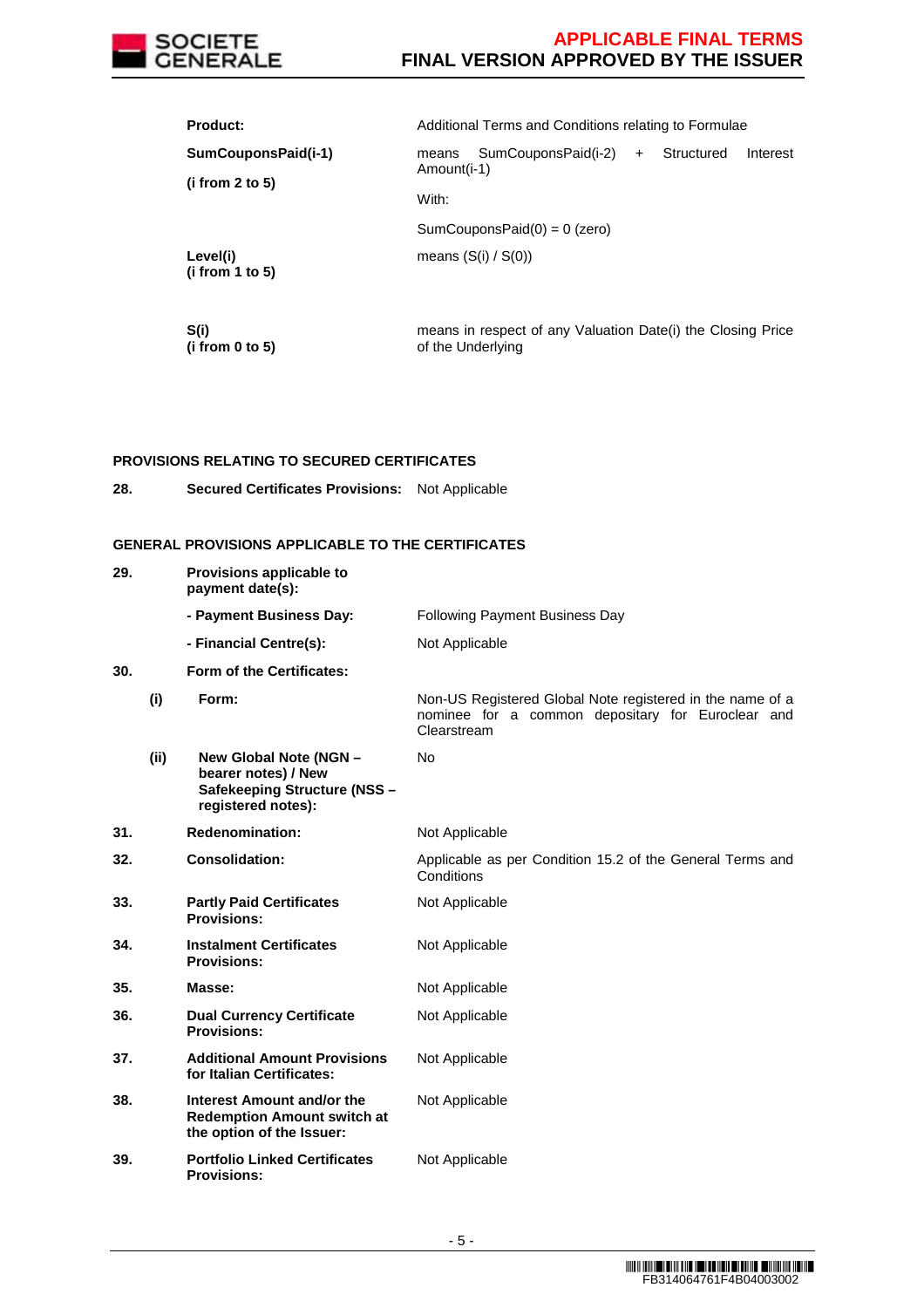| | | |
|---|---|---|
| | **Product:** | Additional Terms and Conditions relating to Formulae |
| | **SumCouponsPaid(i-1)** **(i from 2 to 5)** | means SumCouponsPaid(i-2) + Structured Interest Amount(i-1) With: SumCouponsPaid(0) = 0 (zero) |
| | **Level(i)** **(i from 1 to 5)** | means (S(i) / S(0)) |
| | **S(i)** **(i from 0 to 5)** | means in respect of any Valuation Date(i) the Closing Price of the Underlying |

**PROVISIONS RELATING TO SECURED CERTIFICATES**

| | | |
|---|---|---|
| **28.** | **Secured Certificates Provisions:** | Not Applicable |

**GENERAL PROVISIONS APPLICABLE TO THE CERTIFICATES**

| | | |
|---|---|---|
| **29.** | **Provisions applicable to payment date(s):** | |
| | **- Payment Business Day:** | Following Payment Business Day |
| | **- Financial Centre(s):** | Not Applicable |
| **30.** | **Form of the Certificates:** | |
| **(i)** | **Form:** | Non-US Registered Global Note registered in the name of a nominee for a common depositary for Euroclear and Clearstream |
| **(ii)** | **New Global Note (NGN – bearer notes) / New Safekeeping Structure (NSS – registered notes):** | No |
| **31.** | **Redenomination:** | Not Applicable |
| **32.** | **Consolidation:** | Applicable as per Condition 15.2 of the General Terms and Conditions |
| **33.** | **Partly Paid Certificates Provisions:** | Not Applicable |
| **34.** | **Instalment Certificates Provisions:** | Not Applicable |
| **35.** | **Masse:** | Not Applicable |
| **36.** | **Dual Currency Certificate Provisions:** | Not Applicable |
| **37.** | **Additional Amount Provisions for Italian Certificates:** | Not Applicable |
| **38.** | **Interest Amount and/or the Redemption Amount switch at the option of the Issuer:** | Not Applicable |
| **39.** | **Portfolio Linked Certificates Provisions:** | Not Applicable |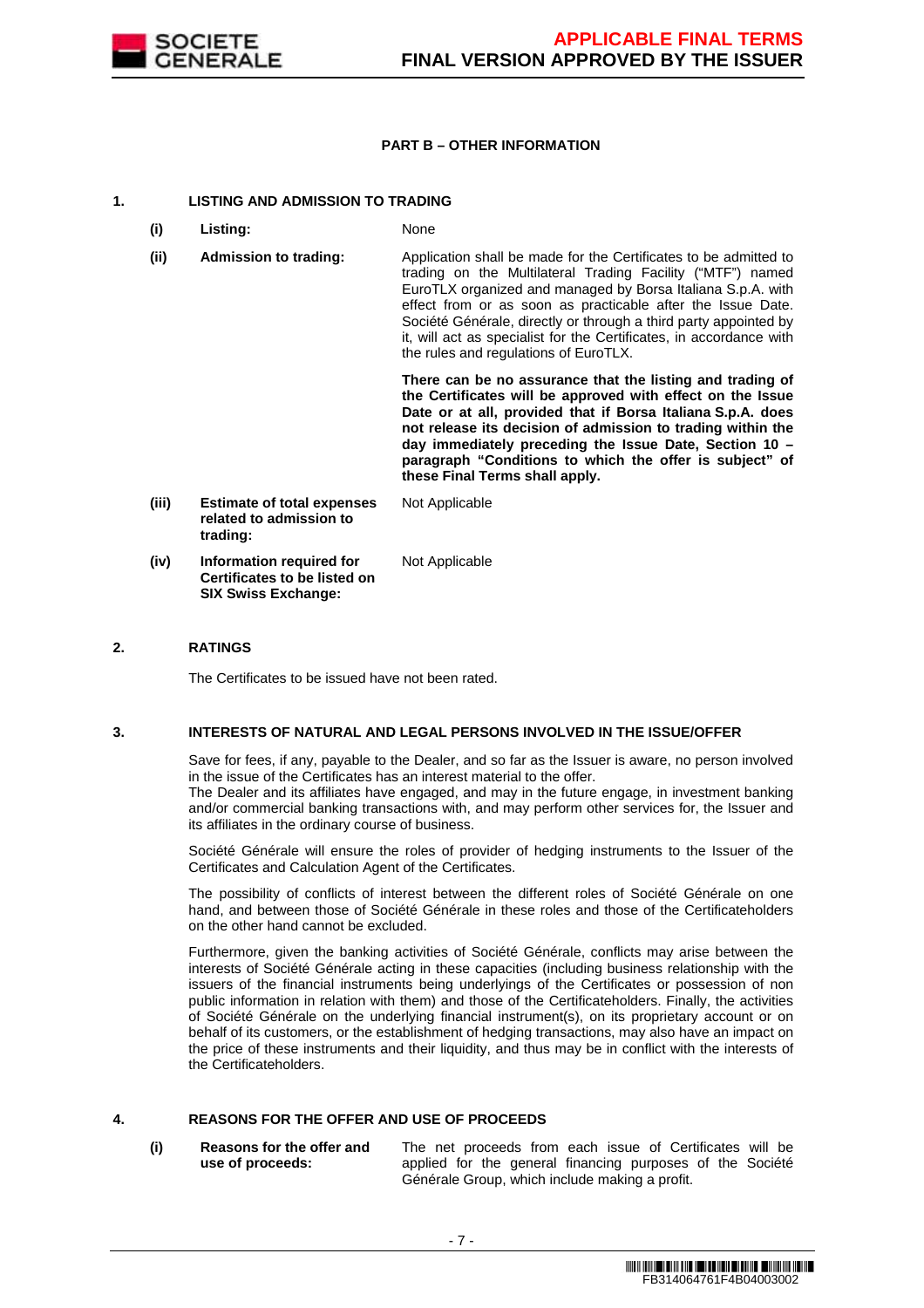## PART B – OTHER INFORMATION

### 1. LISTING AND ADMISSION TO TRADING

| | | |
|---|---|---|
| **(i)** | **Listing:** | None |
| **(ii)** | **Admission to trading:** | Application shall be made for the Certificates to be admitted to trading on the Multilateral Trading Facility ("MTF") named EuroTLX organized and managed by Borsa Italiana S.p.A. with effect from or as soon as practicable after the Issue Date. Société Générale, directly or through a third party appointed by it, will act as specialist for the Certificates, in accordance with the rules and regulations of EuroTLX.<br><br>**There can be no assurance that the listing and trading of the Certificates will be approved with effect on the Issue Date or at all, provided that if Borsa Italiana S.p.A. does not release its decision of admission to trading within the day immediately preceding the Issue Date, Section 10 – paragraph "Conditions to which the offer is subject" of these Final Terms shall apply.** |
| **(iii)** | **Estimate of total expenses related to admission to trading:** | Not Applicable |
| **(iv)** | **Information required for Certificates to be listed on SIX Swiss Exchange:** | Not Applicable |

### 2. RATINGS

The Certificates to be issued have not been rated.

### 3. INTERESTS OF NATURAL AND LEGAL PERSONS INVOLVED IN THE ISSUE/OFFER

Save for fees, if any, payable to the Dealer, and so far as the Issuer is aware, no person involved in the issue of the Certificates has an interest material to the offer.
The Dealer and its affiliates have engaged, and may in the future engage, in investment banking and/or commercial banking transactions with, and may perform other services for, the Issuer and its affiliates in the ordinary course of business.

Société Générale will ensure the roles of provider of hedging instruments to the Issuer of the Certificates and Calculation Agent of the Certificates.

The possibility of conflicts of interest between the different roles of Société Générale on one hand, and between those of Société Générale in these roles and those of the Certificateholders on the other hand cannot be excluded.

Furthermore, given the banking activities of Société Générale, conflicts may arise between the interests of Société Générale acting in these capacities (including business relationship with the issuers of the financial instruments being underlyings of the Certificates or possession of non public information in relation with them) and those of the Certificateholders. Finally, the activities of Société Générale on the underlying financial instrument(s), on its proprietary account or on behalf of its customers, or the establishment of hedging transactions, may also have an impact on the price of these instruments and their liquidity, and thus may be in conflict with the interests of the Certificateholders.

### 4. REASONS FOR THE OFFER AND USE OF PROCEEDS

| | | |
|---|---|---|
| **(i)** | **Reasons for the offer and use of proceeds:** | The net proceeds from each issue of Certificates will be applied for the general financing purposes of the Société Générale Group, which include making a profit. |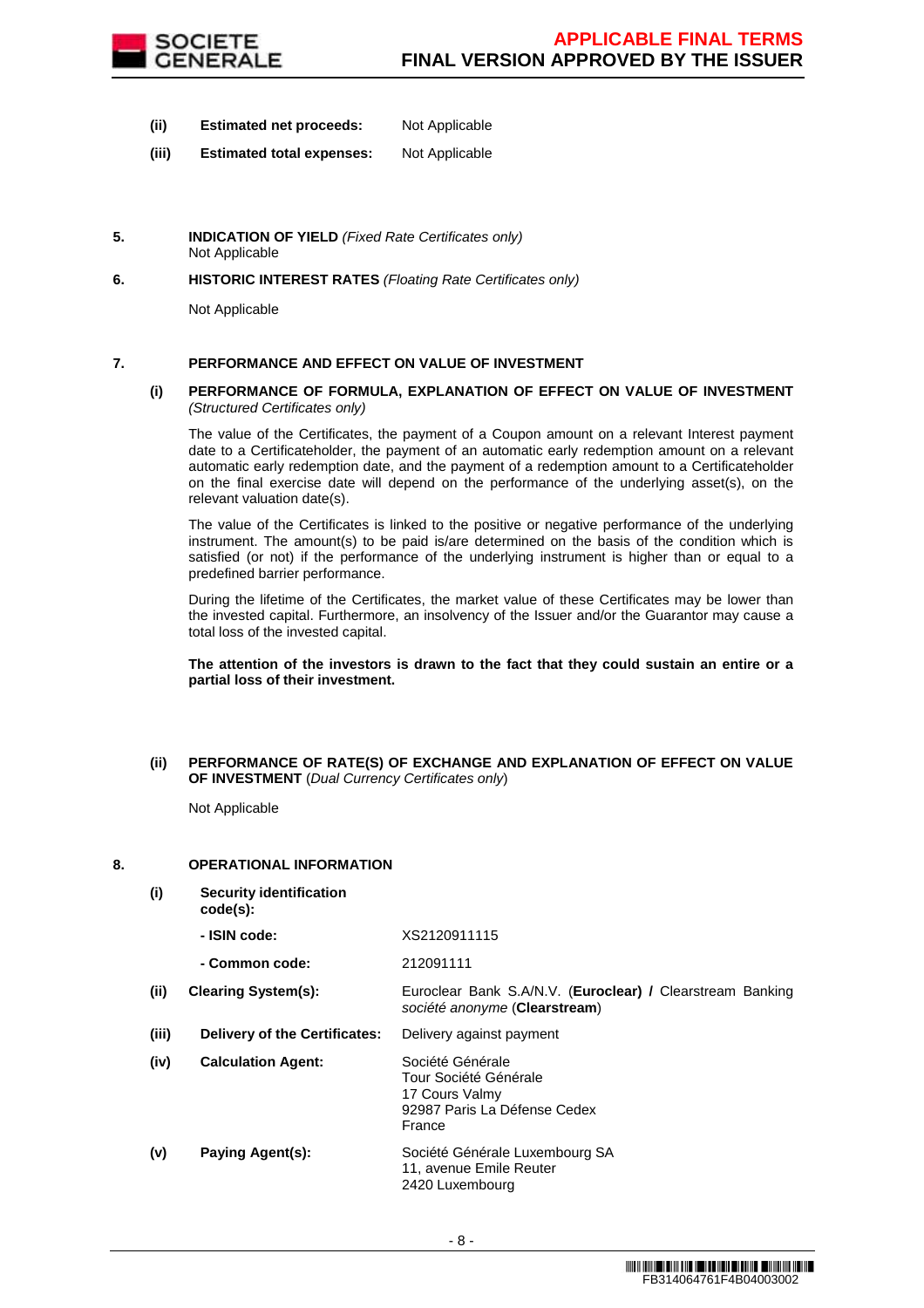**(ii)** **Estimated net proceeds:** Not Applicable

**(iii)** **Estimated total expenses:** Not Applicable

**5. INDICATION OF YIELD** *(Fixed Rate Certificates only)*

Not Applicable

**6. HISTORIC INTEREST RATES** *(Floating Rate Certificates only)*

Not Applicable

**7. PERFORMANCE AND EFFECT ON VALUE OF INVESTMENT**

**(i) PERFORMANCE OF FORMULA, EXPLANATION OF EFFECT ON VALUE OF INVESTMENT** *(Structured Certificates only)*

The value of the Certificates, the payment of a Coupon amount on a relevant Interest payment date to a Certificateholder, the payment of an automatic early redemption amount on a relevant automatic early redemption date, and the payment of a redemption amount to a Certificateholder on the final exercise date will depend on the performance of the underlying asset(s), on the relevant valuation date(s).

The value of the Certificates is linked to the positive or negative performance of the underlying instrument. The amount(s) to be paid is/are determined on the basis of the condition which is satisfied (or not) if the performance of the underlying instrument is higher than or equal to a predefined barrier performance.

During the lifetime of the Certificates, the market value of these Certificates may be lower than the invested capital. Furthermore, an insolvency of the Issuer and/or the Guarantor may cause a total loss of the invested capital.

**The attention of the investors is drawn to the fact that they could sustain an entire or a partial loss of their investment.**

**(ii) PERFORMANCE OF RATE(S) OF EXCHANGE AND EXPLANATION OF EFFECT ON VALUE OF INVESTMENT** (*Dual Currency Certificates only*)

Not Applicable

**8. OPERATIONAL INFORMATION**

**(i)** **Security identification code(s):**

- **- ISIN code:** XS2120911115
- **- Common code:** 212091111

**(ii)** **Clearing System(s):** Euroclear Bank S.A/N.V. (**Euroclear) /** Clearstream Banking *société anonyme* (**Clearstream**)

**(iii)** **Delivery of the Certificates:** Delivery against payment

**(iv)** **Calculation Agent:** Société Générale
Tour Société Générale
17 Cours Valmy
92987 Paris La Défense Cedex
France

**(v)** **Paying Agent(s):** Société Générale Luxembourg SA
11, avenue Emile Reuter
2420 Luxembourg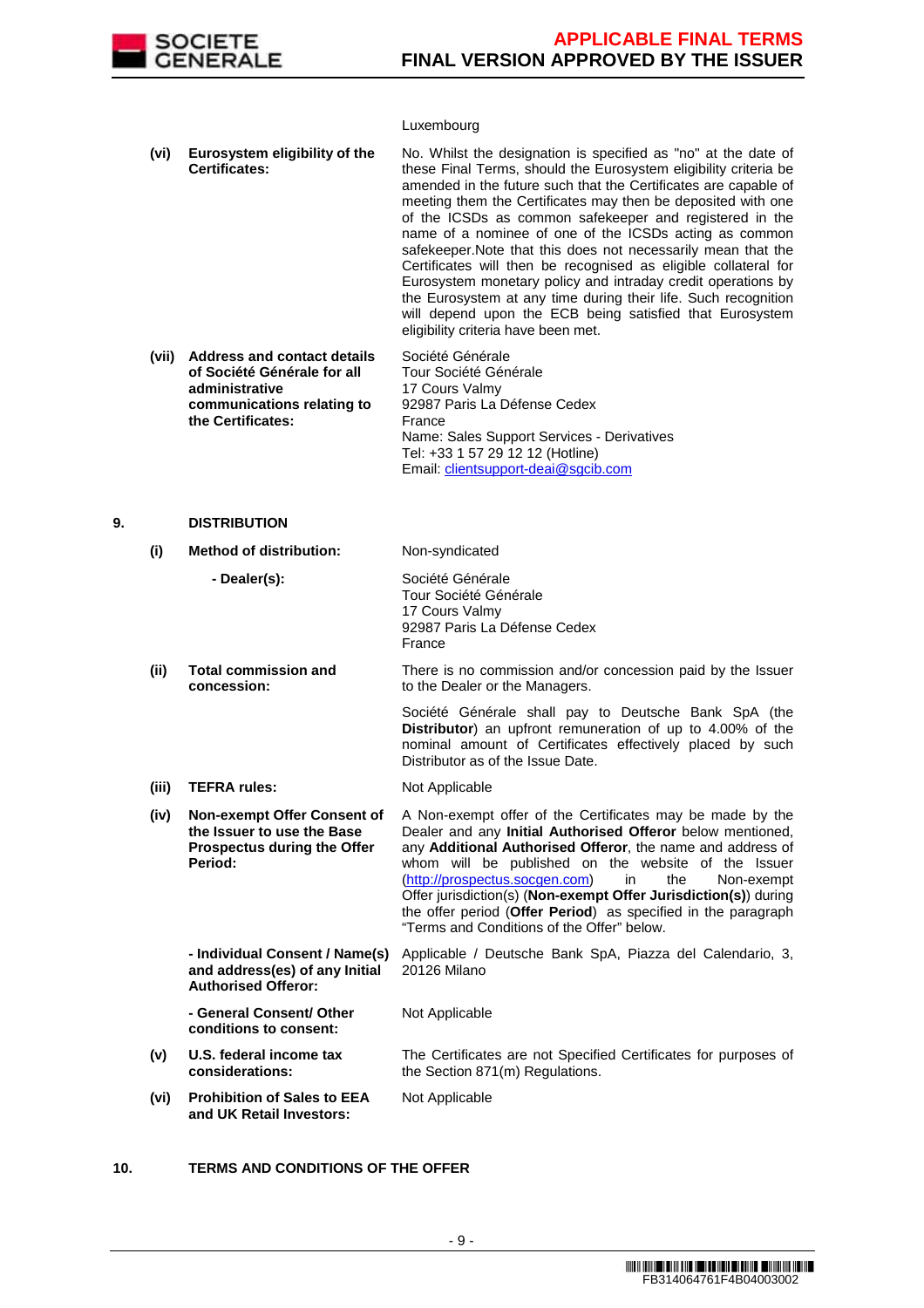| | | |
|---|---|---|
| | | Luxembourg |
| **(vi)** | **Eurosystem eligibility of the Certificates:** | No. Whilst the designation is specified as "no" at the date of these Final Terms, should the Eurosystem eligibility criteria be amended in the future such that the Certificates are capable of meeting them the Certificates may then be deposited with one of the ICSDs as common safekeeper and registered in the name of a nominee of one of the ICSDs acting as common safekeeper.Note that this does not necessarily mean that the Certificates will then be recognised as eligible collateral for Eurosystem monetary policy and intraday credit operations by the Eurosystem at any time during their life. Such recognition will depend upon the ECB being satisfied that Eurosystem eligibility criteria have been met. |
| **(vii)** | **Address and contact details of Société Générale for all administrative communications relating to the Certificates:** | Société Générale<br>Tour Société Générale<br>17 Cours Valmy<br>92987 Paris La Défense Cedex<br>France<br>Name: Sales Support Services - Derivatives<br>Tel: +33 1 57 29 12 12 (Hotline)<br>Email: clientsupport-deai@sgcib.com |

## 9. DISTRIBUTION

| | | |
|---|---|---|
| **(i)** | **Method of distribution:** | Non-syndicated |
| | **- Dealer(s):** | Société Générale<br>Tour Société Générale<br>17 Cours Valmy<br>92987 Paris La Défense Cedex<br>France |
| **(ii)** | **Total commission and concession:** | There is no commission and/or concession paid by the Issuer to the Dealer or the Managers.<br><br>Société Générale shall pay to Deutsche Bank SpA (the **Distributor**) an upfront remuneration of up to 4.00% of the nominal amount of Certificates effectively placed by such Distributor as of the Issue Date. |
| **(iii)** | **TEFRA rules:** | Not Applicable |
| **(iv)** | **Non-exempt Offer Consent of the Issuer to use the Base Prospectus during the Offer Period:** | A Non-exempt offer of the Certificates may be made by the Dealer and any **Initial Authorised Offeror** below mentioned, any **Additional Authorised Offeror**, the name and address of whom will be published on the website of the Issuer (http://prospectus.socgen.com) in the Non-exempt Offer jurisdiction(s) (**Non-exempt Offer Jurisdiction(s)**) during the offer period (**Offer Period**) as specified in the paragraph "Terms and Conditions of the Offer" below. |
| | **- Individual Consent / Name(s) and address(es) of any Initial Authorised Offeror:** | Applicable / Deutsche Bank SpA, Piazza del Calendario, 3, 20126 Milano |
| | **- General Consent/ Other conditions to consent:** | Not Applicable |
| **(v)** | **U.S. federal income tax considerations:** | The Certificates are not Specified Certificates for purposes of the Section 871(m) Regulations. |
| **(vi)** | **Prohibition of Sales to EEA and UK Retail Investors:** | Not Applicable |

## 10. TERMS AND CONDITIONS OF THE OFFER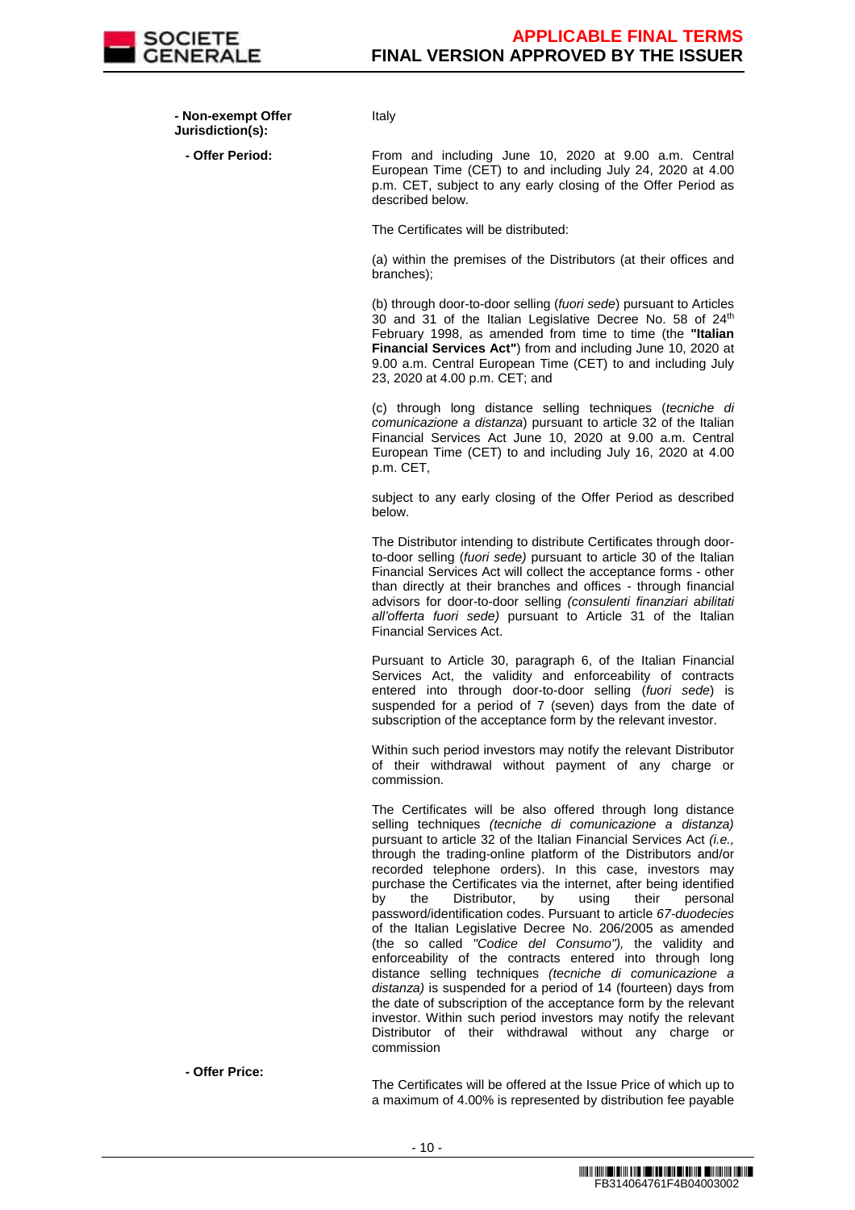**- Non-exempt Offer Jurisdiction(s):** Italy

**- Offer Period:** From and including June 10, 2020 at 9.00 a.m. Central European Time (CET) to and including July 24, 2020 at 4.00 p.m. CET, subject to any early closing of the Offer Period as described below.

The Certificates will be distributed:

(a) within the premises of the Distributors (at their offices and branches);

(b) through door-to-door selling (*fuori sede*) pursuant to Articles 30 and 31 of the Italian Legislative Decree No. 58 of 24th February 1998, as amended from time to time (the **"Italian Financial Services Act"**) from and including June 10, 2020 at 9.00 a.m. Central European Time (CET) to and including July 23, 2020 at 4.00 p.m. CET; and

(c) through long distance selling techniques (*tecniche di comunicazione a distanza*) pursuant to article 32 of the Italian Financial Services Act June 10, 2020 at 9.00 a.m. Central European Time (CET) to and including July 16, 2020 at 4.00 p.m. CET,

subject to any early closing of the Offer Period as described below.

The Distributor intending to distribute Certificates through door-to-door selling (*fuori sede)* pursuant to article 30 of the Italian Financial Services Act will collect the acceptance forms - other than directly at their branches and offices - through financial advisors for door-to-door selling *(consulenti finanziari abilitati all'offerta fuori sede)* pursuant to Article 31 of the Italian Financial Services Act.

Pursuant to Article 30, paragraph 6, of the Italian Financial Services Act, the validity and enforceability of contracts entered into through door-to-door selling (*fuori sede*) is suspended for a period of 7 (seven) days from the date of subscription of the acceptance form by the relevant investor.

Within such period investors may notify the relevant Distributor of their withdrawal without payment of any charge or commission.

The Certificates will be also offered through long distance selling techniques *(tecniche di comunicazione a distanza)* pursuant to article 32 of the Italian Financial Services Act *(i.e.,* through the trading-online platform of the Distributors and/or recorded telephone orders). In this case, investors may purchase the Certificates via the internet, after being identified by the Distributor, by using their personal password/identification codes. Pursuant to article *67-duodecies* of the Italian Legislative Decree No. 206/2005 as amended (the so called *"Codice del Consumo"),* the validity and enforceability of the contracts entered into through long distance selling techniques *(tecniche di comunicazione a distanza)* is suspended for a period of 14 (fourteen) days from the date of subscription of the acceptance form by the relevant investor. Within such period investors may notify the relevant Distributor of their withdrawal without any charge or commission

**- Offer Price:** The Certificates will be offered at the Issue Price of which up to a maximum of 4.00% is represented by distribution fee payable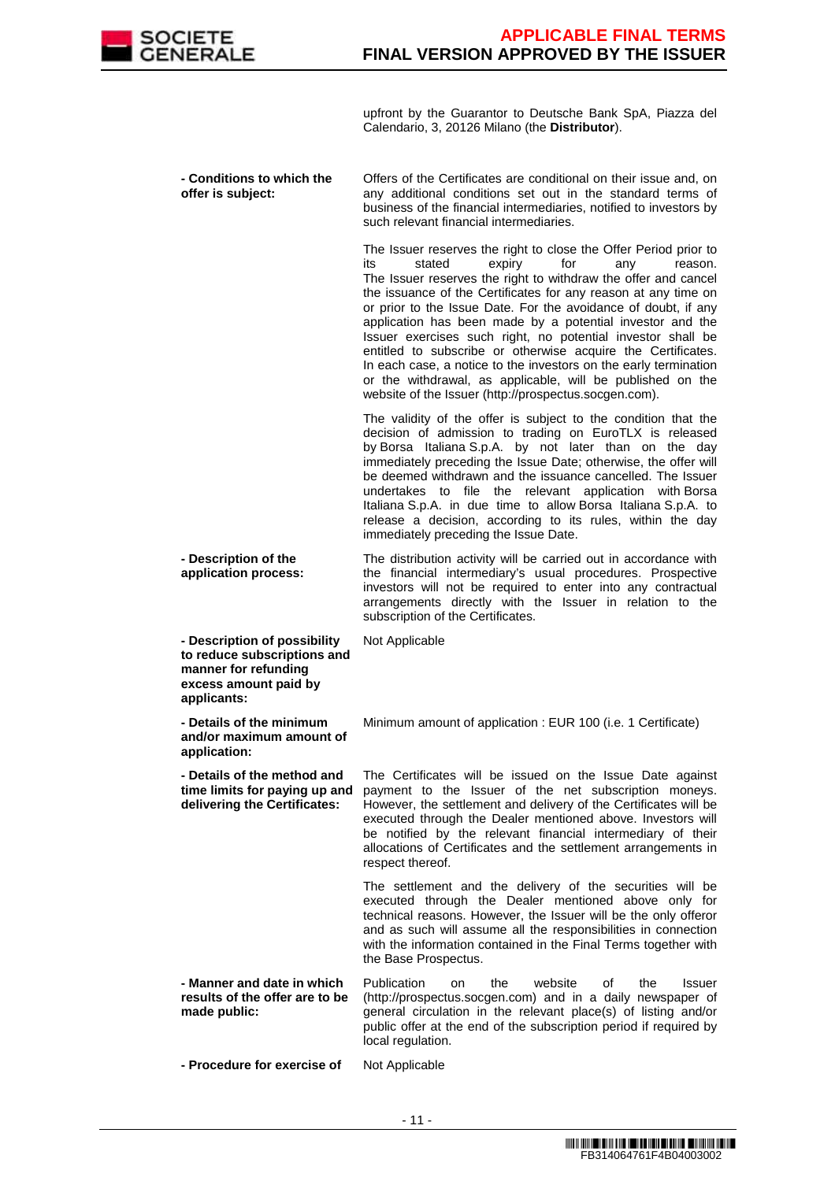| | |
|---|---|
| | upfront by the Guarantor to Deutsche Bank SpA, Piazza del Calendario, 3, 20126 Milano (the **Distributor**). |
| **- Conditions to which the offer is subject:** | Offers of the Certificates are conditional on their issue and, on any additional conditions set out in the standard terms of business of the financial intermediaries, notified to investors by such relevant financial intermediaries.<br><br>The Issuer reserves the right to close the Offer Period prior to its stated expiry for any reason. The Issuer reserves the right to withdraw the offer and cancel the issuance of the Certificates for any reason at any time on or prior to the Issue Date. For the avoidance of doubt, if any application has been made by a potential investor and the Issuer exercises such right, no potential investor shall be entitled to subscribe or otherwise acquire the Certificates. In each case, a notice to the investors on the early termination or the withdrawal, as applicable, will be published on the website of the Issuer (http://prospectus.socgen.com).<br><br>The validity of the offer is subject to the condition that the decision of admission to trading on EuroTLX is released by Borsa Italiana S.p.A. by not later than on the day immediately preceding the Issue Date; otherwise, the offer will be deemed withdrawn and the issuance cancelled. The Issuer undertakes to file the relevant application with Borsa Italiana S.p.A. in due time to allow Borsa Italiana S.p.A. to release a decision, according to its rules, within the day immediately preceding the Issue Date. |
| **- Description of the application process:** | The distribution activity will be carried out in accordance with the financial intermediary's usual procedures. Prospective investors will not be required to enter into any contractual arrangements directly with the Issuer in relation to the subscription of the Certificates. |
| **- Description of possibility to reduce subscriptions and manner for refunding excess amount paid by applicants:** | Not Applicable |
| **- Details of the minimum and/or maximum amount of application:** | Minimum amount of application : EUR 100 (i.e. 1 Certificate) |
| **- Details of the method and time limits for paying up and delivering the Certificates:** | The Certificates will be issued on the Issue Date against payment to the Issuer of the net subscription moneys. However, the settlement and delivery of the Certificates will be executed through the Dealer mentioned above. Investors will be notified by the relevant financial intermediary of their allocations of Certificates and the settlement arrangements in respect thereof.<br><br>The settlement and the delivery of the securities will be executed through the Dealer mentioned above only for technical reasons. However, the Issuer will be the only offeror and as such will assume all the responsibilities in connection with the information contained in the Final Terms together with the Base Prospectus. |
| **- Manner and date in which results of the offer are to be made public:** | Publication on the website of the Issuer (http://prospectus.socgen.com) and in a daily newspaper of general circulation in the relevant place(s) of listing and/or public offer at the end of the subscription period if required by local regulation. |
| **- Procedure for exercise of** | Not Applicable |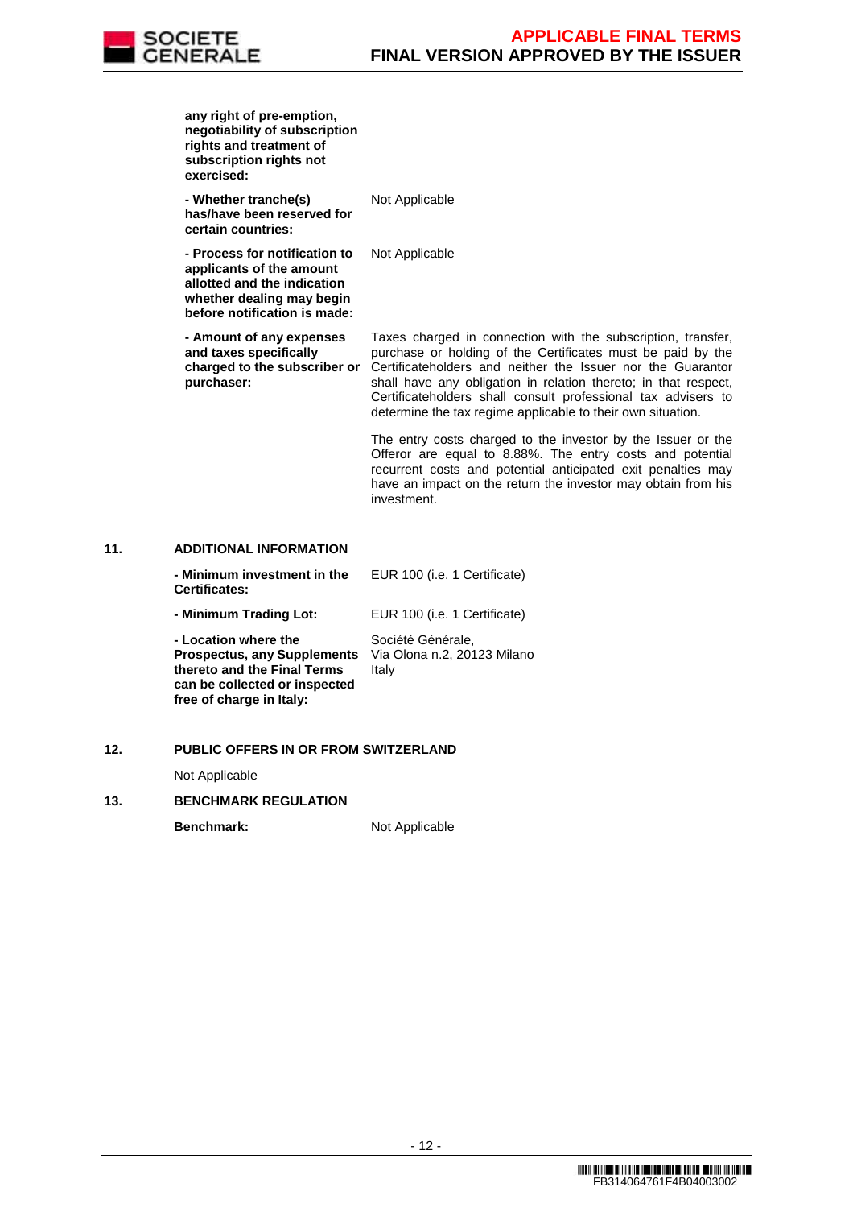| | |
|---|---|
| **any right of pre-emption, negotiability of subscription rights and treatment of subscription rights not exercised:** | |
| **- Whether tranche(s) has/have been reserved for certain countries:** | Not Applicable |
| **- Process for notification to applicants of the amount allotted and the indication whether dealing may begin before notification is made:** | Not Applicable |
| **- Amount of any expenses and taxes specifically charged to the subscriber or purchaser:** | Taxes charged in connection with the subscription, transfer, purchase or holding of the Certificates must be paid by the Certificateholders and neither the Issuer nor the Guarantor shall have any obligation in relation thereto; in that respect, Certificateholders shall consult professional tax advisers to determine the tax regime applicable to their own situation.<br><br>The entry costs charged to the investor by the Issuer or the Offeror are equal to 8.88%. The entry costs and potential recurrent costs and potential anticipated exit penalties may have an impact on the return the investor may obtain from his investment. |

## 11. ADDITIONAL INFORMATION

| | |
|---|---|
| **- Minimum investment in the Certificates:** | EUR 100 (i.e. 1 Certificate) |
| **- Minimum Trading Lot:** | EUR 100 (i.e. 1 Certificate) |
| **- Location where the Prospectus, any Supplements thereto and the Final Terms can be collected or inspected free of charge in Italy:** | Société Générale,<br>Via Olona n.2, 20123 Milano<br>Italy |

## 12. PUBLIC OFFERS IN OR FROM SWITZERLAND

Not Applicable

## 13. BENCHMARK REGULATION

| | |
|---|---|
| **Benchmark:** | Not Applicable |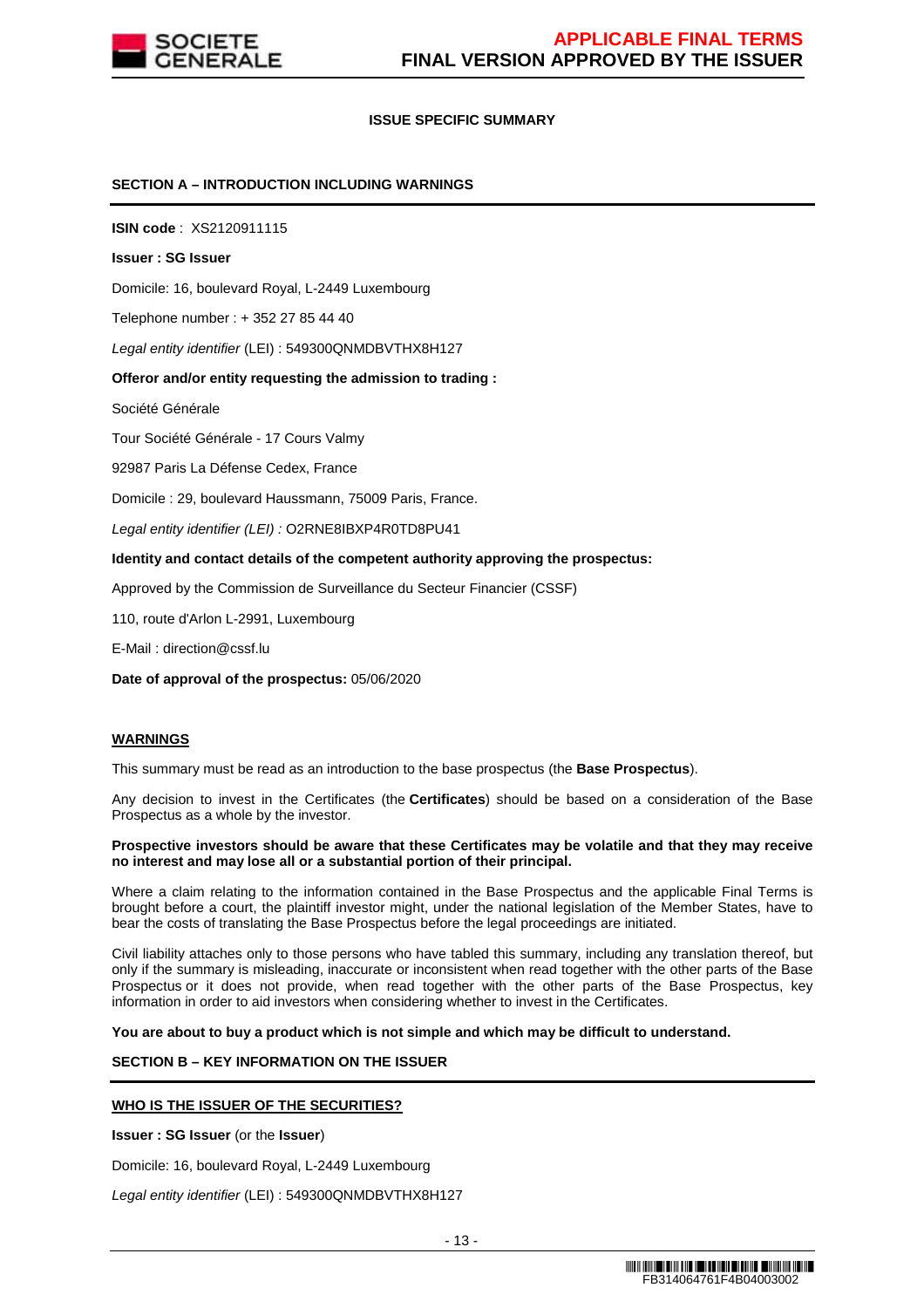**ISSUE SPECIFIC SUMMARY**

**SECTION A – INTRODUCTION INCLUDING WARNINGS**

**ISIN code** : XS2120911115

**Issuer : SG Issuer**

Domicile: 16, boulevard Royal, L-2449 Luxembourg

Telephone number : + 352 27 85 44 40

*Legal entity identifier* (LEI) : 549300QNMDBVTHX8H127

**Offeror and/or entity requesting the admission to trading :**

Société Générale

Tour Société Générale - 17 Cours Valmy

92987 Paris La Défense Cedex, France

Domicile : 29, boulevard Haussmann, 75009 Paris, France.

*Legal entity identifier (LEI) :* O2RNE8IBXP4R0TD8PU41

**Identity and contact details of the competent authority approving the prospectus:**

Approved by the Commission de Surveillance du Secteur Financier (CSSF)

110, route d'Arlon L-2991, Luxembourg

E-Mail : direction@cssf.lu

**Date of approval of the prospectus:** 05/06/2020

**WARNINGS**

This summary must be read as an introduction to the base prospectus (the **Base Prospectus**).

Any decision to invest in the Certificates (the **Certificates**) should be based on a consideration of the Base Prospectus as a whole by the investor.

**Prospective investors should be aware that these Certificates may be volatile and that they may receive no interest and may lose all or a substantial portion of their principal.**

Where a claim relating to the information contained in the Base Prospectus and the applicable Final Terms is brought before a court, the plaintiff investor might, under the national legislation of the Member States, have to bear the costs of translating the Base Prospectus before the legal proceedings are initiated.

Civil liability attaches only to those persons who have tabled this summary, including any translation thereof, but only if the summary is misleading, inaccurate or inconsistent when read together with the other parts of the Base Prospectus or it does not provide, when read together with the other parts of the Base Prospectus, key information in order to aid investors when considering whether to invest in the Certificates.

**You are about to buy a product which is not simple and which may be difficult to understand.**

**SECTION B – KEY INFORMATION ON THE ISSUER**

**WHO IS THE ISSUER OF THE SECURITIES?**

**Issuer : SG Issuer** (or the **Issuer**)

Domicile: 16, boulevard Royal, L-2449 Luxembourg

*Legal entity identifier* (LEI) : 549300QNMDBVTHX8H127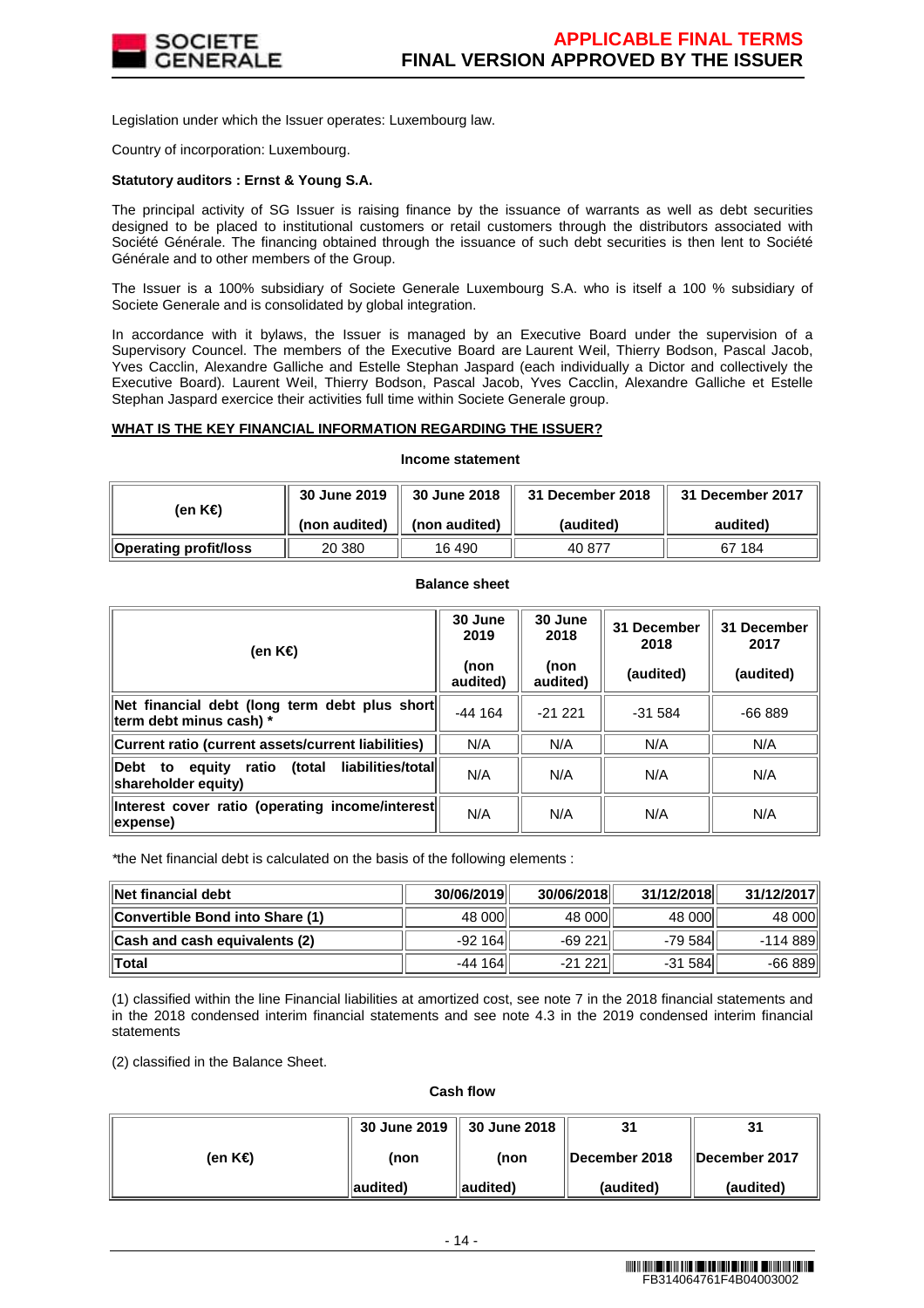Legislation under which the Issuer operates: Luxembourg law.

Country of incorporation: Luxembourg.

**Statutory auditors : Ernst & Young S.A.**

The principal activity of SG Issuer is raising finance by the issuance of warrants as well as debt securities designed to be placed to institutional customers or retail customers through the distributors associated with Société Générale. The financing obtained through the issuance of such debt securities is then lent to Société Générale and to other members of the Group.

The Issuer is a 100% subsidiary of Societe Generale Luxembourg S.A. who is itself a 100 % subsidiary of Societe Generale and is consolidated by global integration.

In accordance with it bylaws, the Issuer is managed by an Executive Board under the supervision of a Supervisory Councel. The members of the Executive Board are Laurent Weil, Thierry Bodson, Pascal Jacob, Yves Cacclin, Alexandre Galliche and Estelle Stephan Jaspard (each individually a Dictor and collectively the Executive Board). Laurent Weil, Thierry Bodson, Pascal Jacob, Yves Cacclin, Alexandre Galliche et Estelle Stephan Jaspard exercice their activities full time within Societe Generale group.

**WHAT IS THE KEY FINANCIAL INFORMATION REGARDING THE ISSUER?**

**Income statement**

| (en K€) | 30 June 2019 (non audited) | 30 June 2018 (non audited) | 31 December 2018 (audited) | 31 December 2017 audited) |
|---|---|---|---|---|
| **Operating profit/loss** | 20 380 | 16 490 | 40 877 | 67 184 |

**Balance sheet**

| (en K€) | 30 June 2019 (non audited) | 30 June 2018 (non audited) | 31 December 2018 (audited) | 31 December 2017 (audited) |
|---|---|---|---|---|
| **Net financial debt (long term debt plus short term debt minus cash) *** | -44 164 | -21 221 | -31 584 | -66 889 |
| **Current ratio (current assets/current liabilities)** | N/A | N/A | N/A | N/A |
| **Debt to equity ratio (total liabilities/total shareholder equity)** | N/A | N/A | N/A | N/A |
| **Interest cover ratio (operating income/interest expense)** | N/A | N/A | N/A | N/A |

*the Net financial debt is calculated on the basis of the following elements :

| **Net financial debt** | **30/06/2019** | **30/06/2018** | **31/12/2018** | **31/12/2017** |
|---|---|---|---|---|
| **Convertible Bond into Share (1)** | 48 000 | 48 000 | 48 000 | 48 000 |
| **Cash and cash equivalents (2)** | -92 164 | -69 221 | -79 584 | -114 889 |
| **Total** | -44 164 | -21 221 | -31 584 | -66 889 |

(1) classified within the line Financial liabilities at amortized cost, see note 7 in the 2018 financial statements and in the 2018 condensed interim financial statements and see note 4.3 in the 2019 condensed interim financial statements

(2) classified in the Balance Sheet.

**Cash flow**

| (en K€) | 30 June 2019 (non audited) | 30 June 2018 (non audited) | 31 December 2018 (audited) | 31 December 2017 (audited) |
|---|---|---|---|---|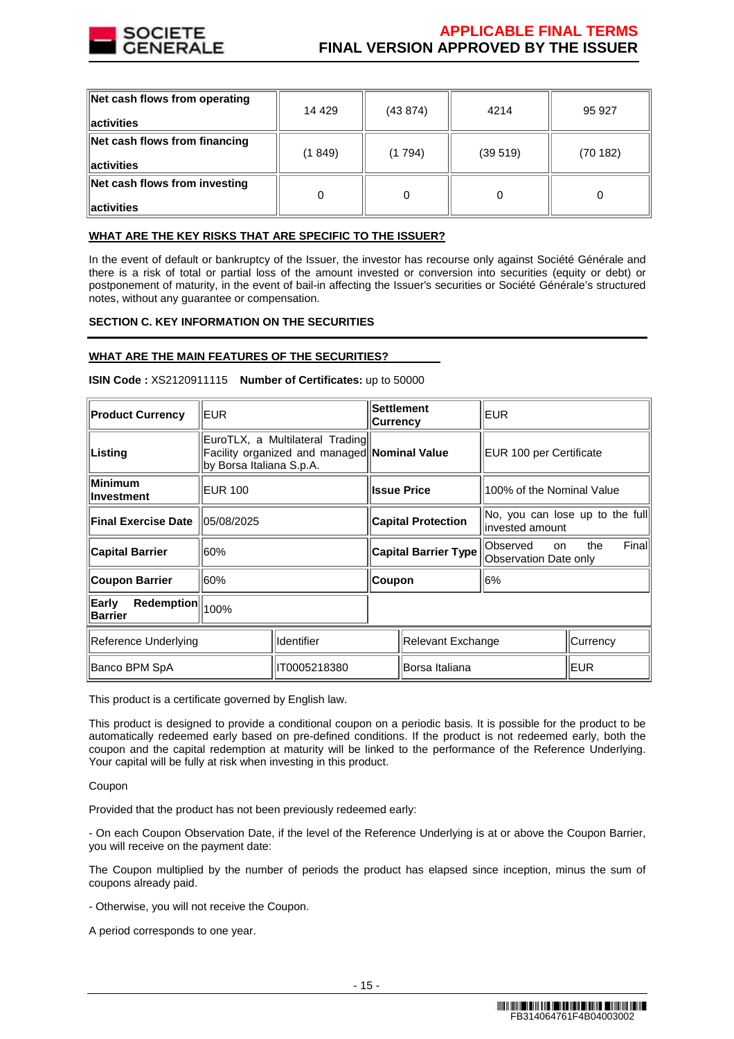| Net cash flows from operating activities | 14 429 | (43 874) | 4214 | 95 927 |
|---|---|---|---|---|
| Net cash flows from financing activities | (1 849) | (1 794) | (39 519) | (70 182) |
| Net cash flows from investing activities | 0 | 0 | 0 | 0 |

**WHAT ARE THE KEY RISKS THAT ARE SPECIFIC TO THE ISSUER?**

In the event of default or bankruptcy of the Issuer, the investor has recourse only against Société Générale and there is a risk of total or partial loss of the amount invested or conversion into securities (equity or debt) or postponement of maturity, in the event of bail-in affecting the Issuer's securities or Société Générale's structured notes, without any guarantee or compensation.

**SECTION C. KEY INFORMATION ON THE SECURITIES**

**WHAT ARE THE MAIN FEATURES OF THE SECURITIES?**

**ISIN Code :** XS2120911115 **Number of Certificates:** up to 50000

| **Product Currency** | EUR | **Settlement Currency** | EUR |
|---|---|---|---|
| **Listing** | EuroTLX, a Multilateral Trading Facility organized and managed by Borsa Italiana S.p.A. | **Nominal Value** | EUR 100 per Certificate |
| **Minimum Investment** | EUR 100 | **Issue Price** | 100% of the Nominal Value |
| **Final Exercise Date** | 05/08/2025 | **Capital Protection** | No, you can lose up to the full invested amount |
| **Capital Barrier** | 60% | **Capital Barrier Type** | Observed on the Final Observation Date only |
| **Coupon Barrier** | 60% | **Coupon** | 6% |
| **Early Redemption Barrier** | 100% | | |

| Reference Underlying | Identifier | Relevant Exchange | Currency |
|---|---|---|---|
| Banco BPM SpA | IT0005218380 | Borsa Italiana | EUR |

This product is a certificate governed by English law.

This product is designed to provide a conditional coupon on a periodic basis. It is possible for the product to be automatically redeemed early based on pre-defined conditions. If the product is not redeemed early, both the coupon and the capital redemption at maturity will be linked to the performance of the Reference Underlying. Your capital will be fully at risk when investing in this product.

Coupon

Provided that the product has not been previously redeemed early:

- On each Coupon Observation Date, if the level of the Reference Underlying is at or above the Coupon Barrier, you will receive on the payment date:

The Coupon multiplied by the number of periods the product has elapsed since inception, minus the sum of coupons already paid.

- Otherwise, you will not receive the Coupon.

A period corresponds to one year.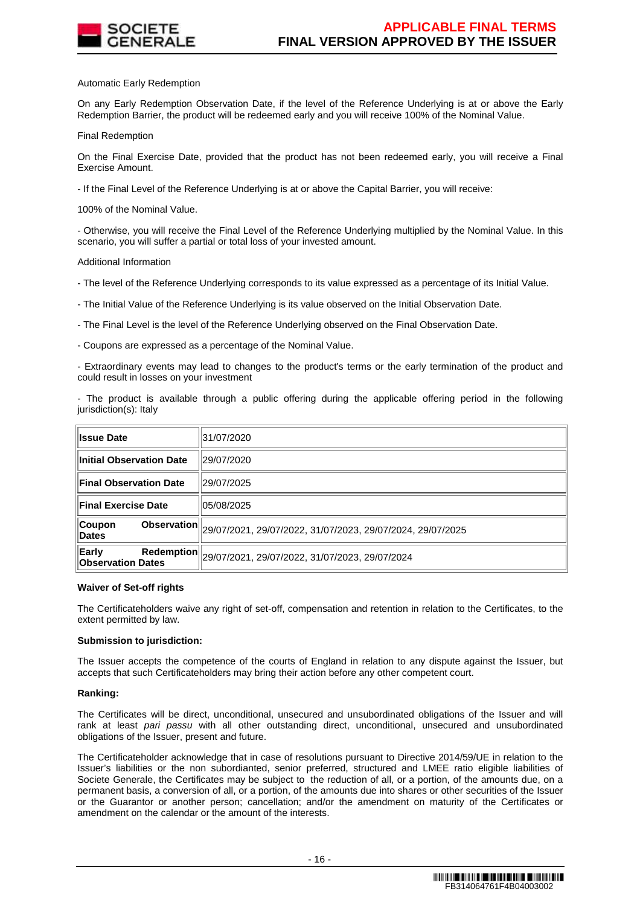Automatic Early Redemption

On any Early Redemption Observation Date, if the level of the Reference Underlying is at or above the Early Redemption Barrier, the product will be redeemed early and you will receive 100% of the Nominal Value.

Final Redemption

On the Final Exercise Date, provided that the product has not been redeemed early, you will receive a Final Exercise Amount.

- If the Final Level of the Reference Underlying is at or above the Capital Barrier, you will receive:

100% of the Nominal Value.

- Otherwise, you will receive the Final Level of the Reference Underlying multiplied by the Nominal Value. In this scenario, you will suffer a partial or total loss of your invested amount.

Additional Information

- The level of the Reference Underlying corresponds to its value expressed as a percentage of its Initial Value.

- The Initial Value of the Reference Underlying is its value observed on the Initial Observation Date.

- The Final Level is the level of the Reference Underlying observed on the Final Observation Date.

- Coupons are expressed as a percentage of the Nominal Value.

- Extraordinary events may lead to changes to the product's terms or the early termination of the product and could result in losses on your investment

- The product is available through a public offering during the applicable offering period in the following jurisdiction(s): Italy

| | |
|---|---|
| **Issue Date** | 31/07/2020 |
| **Initial Observation Date** | 29/07/2020 |
| **Final Observation Date** | 29/07/2025 |
| **Final Exercise Date** | 05/08/2025 |
| **Coupon Observation Dates** | 29/07/2021, 29/07/2022, 31/07/2023, 29/07/2024, 29/07/2025 |
| **Early Redemption Observation Dates** | 29/07/2021, 29/07/2022, 31/07/2023, 29/07/2024 |

**Waiver of Set-off rights**

The Certificateholders waive any right of set-off, compensation and retention in relation to the Certificates, to the extent permitted by law.

**Submission to jurisdiction:**

The Issuer accepts the competence of the courts of England in relation to any dispute against the Issuer, but accepts that such Certificateholders may bring their action before any other competent court.

**Ranking:**

The Certificates will be direct, unconditional, unsecured and unsubordinated obligations of the Issuer and will rank at least *pari passu* with all other outstanding direct, unconditional, unsecured and unsubordinated obligations of the Issuer, present and future.

The Certificateholder acknowledge that in case of resolutions pursuant to Directive 2014/59/UE in relation to the Issuer's liabilities or the non subordianted, senior preferred, structured and LMEE ratio eligible liabilities of Societe Generale, the Certificates may be subject to the reduction of all, or a portion, of the amounts due, on a permanent basis, a conversion of all, or a portion, of the amounts due into shares or other securities of the Issuer or the Guarantor or another person; cancellation; and/or the amendment on maturity of the Certificates or amendment on the calendar or the amount of the interests.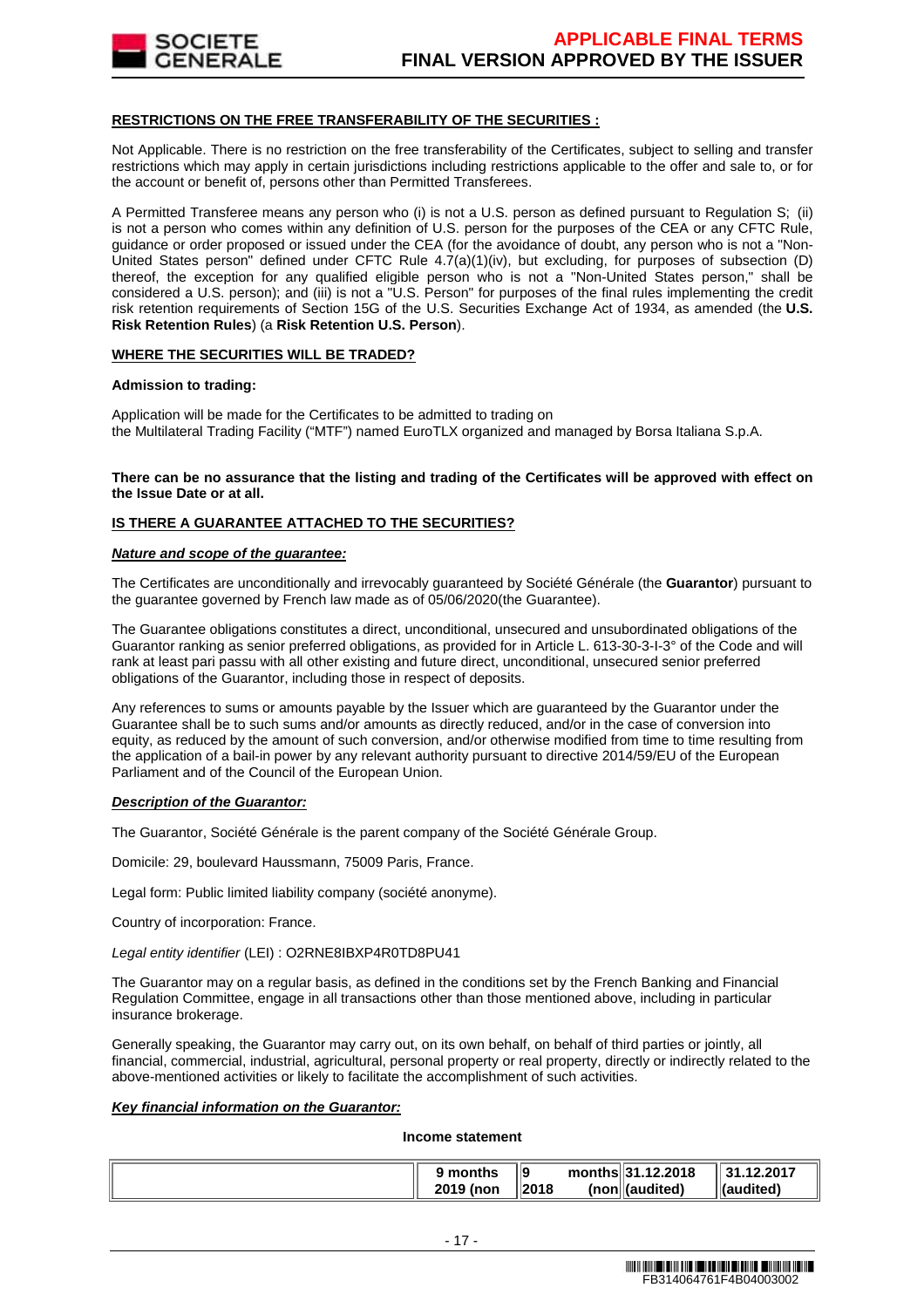**RESTRICTIONS ON THE FREE TRANSFERABILITY OF THE SECURITIES :**

Not Applicable. There is no restriction on the free transferability of the Certificates, subject to selling and transfer restrictions which may apply in certain jurisdictions including restrictions applicable to the offer and sale to, or for the account or benefit of, persons other than Permitted Transferees.

A Permitted Transferee means any person who (i) is not a U.S. person as defined pursuant to Regulation S; (ii) is not a person who comes within any definition of U.S. person for the purposes of the CEA or any CFTC Rule, guidance or order proposed or issued under the CEA (for the avoidance of doubt, any person who is not a "Non-United States person" defined under CFTC Rule 4.7(a)(1)(iv), but excluding, for purposes of subsection (D) thereof, the exception for any qualified eligible person who is not a "Non-United States person," shall be considered a U.S. person); and (iii) is not a "U.S. Person" for purposes of the final rules implementing the credit risk retention requirements of Section 15G of the U.S. Securities Exchange Act of 1934, as amended (the **U.S. Risk Retention Rules**) (a **Risk Retention U.S. Person**).

**WHERE THE SECURITIES WILL BE TRADED?**

**Admission to trading:**

Application will be made for the Certificates to be admitted to trading on
the Multilateral Trading Facility ("MTF") named EuroTLX organized and managed by Borsa Italiana S.p.A.

**There can be no assurance that the listing and trading of the Certificates will be approved with effect on the Issue Date or at all.**

**IS THERE A GUARANTEE ATTACHED TO THE SECURITIES?**

***Nature and scope of the guarantee:***

The Certificates are unconditionally and irrevocably guaranteed by Société Générale (the **Guarantor**) pursuant to the guarantee governed by French law made as of 05/06/2020(the Guarantee).

The Guarantee obligations constitutes a direct, unconditional, unsecured and unsubordinated obligations of the Guarantor ranking as senior preferred obligations, as provided for in Article L. 613-30-3-I-3° of the Code and will rank at least pari passu with all other existing and future direct, unconditional, unsecured senior preferred obligations of the Guarantor, including those in respect of deposits.

Any references to sums or amounts payable by the Issuer which are guaranteed by the Guarantor under the Guarantee shall be to such sums and/or amounts as directly reduced, and/or in the case of conversion into equity, as reduced by the amount of such conversion, and/or otherwise modified from time to time resulting from the application of a bail-in power by any relevant authority pursuant to directive 2014/59/EU of the European Parliament and of the Council of the European Union.

***Description of the Guarantor:***

The Guarantor, Société Générale is the parent company of the Société Générale Group.

Domicile: 29, boulevard Haussmann, 75009 Paris, France.

Legal form: Public limited liability company (société anonyme).

Country of incorporation: France.

*Legal entity identifier* (LEI) : O2RNE8IBXP4R0TD8PU41

The Guarantor may on a regular basis, as defined in the conditions set by the French Banking and Financial Regulation Committee, engage in all transactions other than those mentioned above, including in particular insurance brokerage.

Generally speaking, the Guarantor may carry out, on its own behalf, on behalf of third parties or jointly, all financial, commercial, industrial, agricultural, personal property or real property, directly or indirectly related to the above-mentioned activities or likely to facilitate the accomplishment of such activities.

***Key financial information on the Guarantor:***

**Income statement**

| | 9 months 2019 (non | 9 months 2018 (non | 31.12.2018 (audited) | 31.12.2017 (audited) |
|---|---|---|---|---|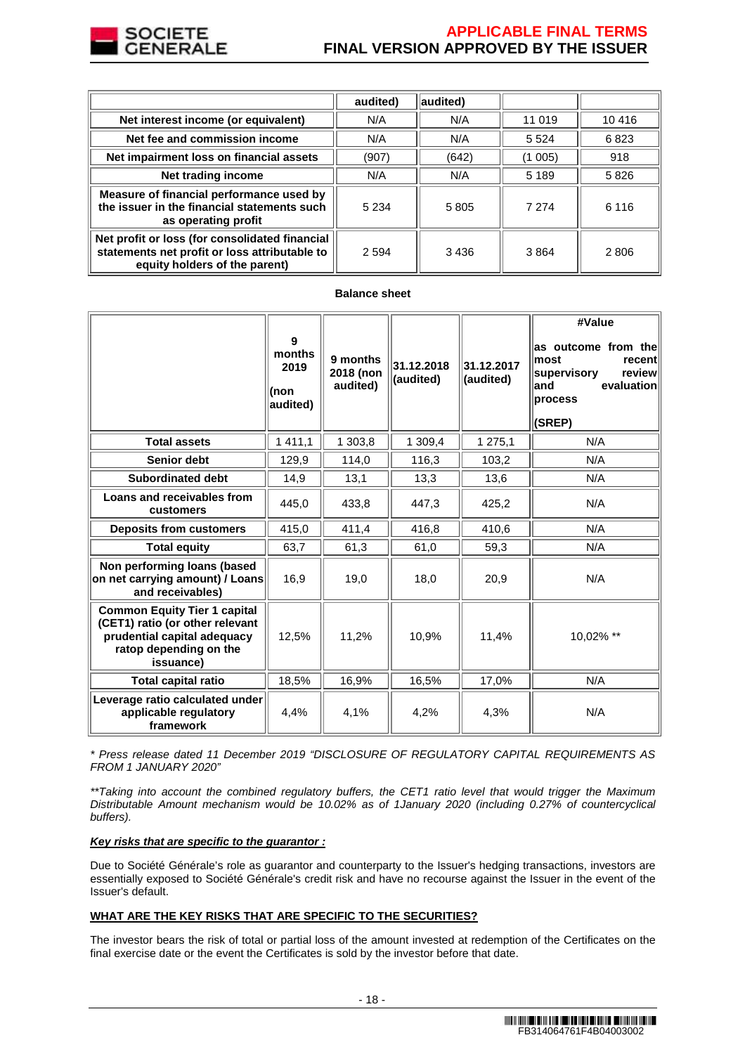| | audited) | audited) | | |
|---|---|---|---|---|
| **Net interest income (or equivalent)** | N/A | N/A | 11 019 | 10 416 |
| **Net fee and commission income** | N/A | N/A | 5 524 | 6 823 |
| **Net impairment loss on financial assets** | (907) | (642) | (1 005) | 918 |
| **Net trading income** | N/A | N/A | 5 189 | 5 826 |
| **Measure of financial performance used by the issuer in the financial statements such as operating profit** | 5 234 | 5 805 | 7 274 | 6 116 |
| **Net profit or loss (for consolidated financial statements net profit or loss attributable to equity holders of the parent)** | 2 594 | 3 436 | 3 864 | 2 806 |

**Balance sheet**

| | 9 months 2019 (non audited) | 9 months 2018 (non audited) | 31.12.2018 (audited) | 31.12.2017 (audited) | #Value as outcome from the most recent supervisory review and evaluation process (SREP) |
|---|---|---|---|---|---|
| **Total assets** | 1 411,1 | 1 303,8 | 1 309,4 | 1 275,1 | N/A |
| **Senior debt** | 129,9 | 114,0 | 116,3 | 103,2 | N/A |
| **Subordinated debt** | 14,9 | 13,1 | 13,3 | 13,6 | N/A |
| **Loans and receivables from customers** | 445,0 | 433,8 | 447,3 | 425,2 | N/A |
| **Deposits from customers** | 415,0 | 411,4 | 416,8 | 410,6 | N/A |
| **Total equity** | 63,7 | 61,3 | 61,0 | 59,3 | N/A |
| **Non performing loans (based on net carrying amount) / Loans and receivables)** | 16,9 | 19,0 | 18,0 | 20,9 | N/A |
| **Common Equity Tier 1 capital (CET1) ratio (or other relevant prudential capital adequacy ratop depending on the issuance)** | 12,5% | 11,2% | 10,9% | 11,4% | 10,02% ** |
| **Total capital ratio** | 18,5% | 16,9% | 16,5% | 17,0% | N/A |
| **Leverage ratio calculated under applicable regulatory framework** | 4,4% | 4,1% | 4,2% | 4,3% | N/A |

*\* Press release dated 11 December 2019 “DISCLOSURE OF REGULATORY CAPITAL REQUIREMENTS AS FROM 1 JANUARY 2020”*

*\*\*Taking into account the combined regulatory buffers, the CET1 ratio level that would trigger the Maximum Distributable Amount mechanism would be 10.02% as of 1January 2020 (including 0.27% of countercyclical buffers).*

***Key risks that are specific to the guarantor :***

Due to Société Générale's role as guarantor and counterparty to the Issuer's hedging transactions, investors are essentially exposed to Société Générale's credit risk and have no recourse against the Issuer in the event of the Issuer's default.

**WHAT ARE THE KEY RISKS THAT ARE SPECIFIC TO THE SECURITIES?**

The investor bears the risk of total or partial loss of the amount invested at redemption of the Certificates on the final exercise date or the event the Certificates is sold by the investor before that date.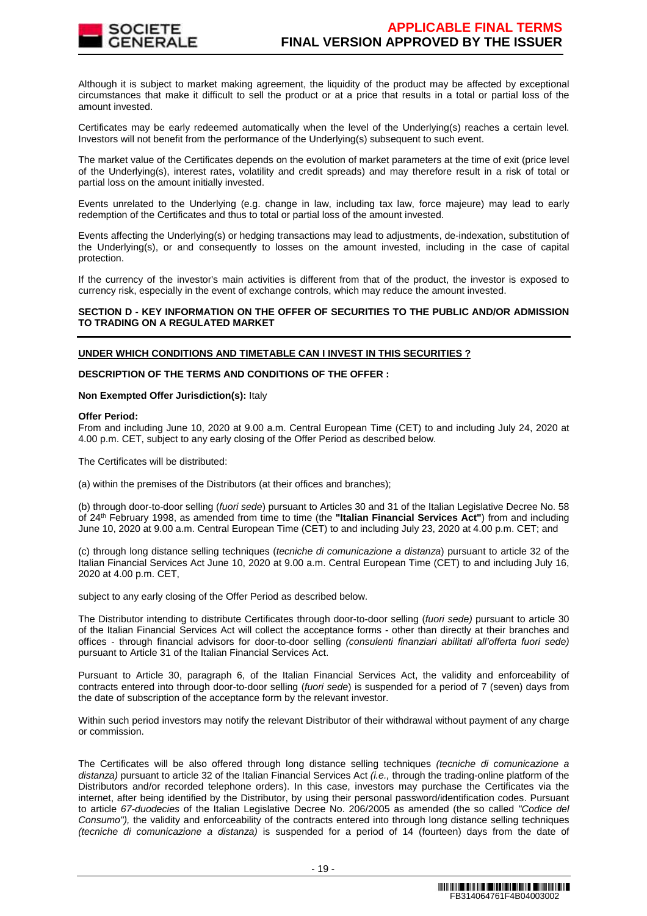Although it is subject to market making agreement, the liquidity of the product may be affected by exceptional circumstances that make it difficult to sell the product or at a price that results in a total or partial loss of the amount invested.

Certificates may be early redeemed automatically when the level of the Underlying(s) reaches a certain level. Investors will not benefit from the performance of the Underlying(s) subsequent to such event.

The market value of the Certificates depends on the evolution of market parameters at the time of exit (price level of the Underlying(s), interest rates, volatility and credit spreads) and may therefore result in a risk of total or partial loss on the amount initially invested.

Events unrelated to the Underlying (e.g. change in law, including tax law, force majeure) may lead to early redemption of the Certificates and thus to total or partial loss of the amount invested.

Events affecting the Underlying(s) or hedging transactions may lead to adjustments, de-indexation, substitution of the Underlying(s), or and consequently to losses on the amount invested, including in the case of capital protection.

If the currency of the investor's main activities is different from that of the product, the investor is exposed to currency risk, especially in the event of exchange controls, which may reduce the amount invested.

## SECTION D - KEY INFORMATION ON THE OFFER OF SECURITIES TO THE PUBLIC AND/OR ADMISSION TO TRADING ON A REGULATED MARKET

**UNDER WHICH CONDITIONS AND TIMETABLE CAN I INVEST IN THIS SECURITIES ?**

**DESCRIPTION OF THE TERMS AND CONDITIONS OF THE OFFER :**

**Non Exempted Offer Jurisdiction(s):** Italy

**Offer Period:**
From and including June 10, 2020 at 9.00 a.m. Central European Time (CET) to and including July 24, 2020 at 4.00 p.m. CET, subject to any early closing of the Offer Period as described below.

The Certificates will be distributed:

(a) within the premises of the Distributors (at their offices and branches);

(b) through door-to-door selling (*fuori sede*) pursuant to Articles 30 and 31 of the Italian Legislative Decree No. 58 of 24th February 1998, as amended from time to time (the **"Italian Financial Services Act"**) from and including June 10, 2020 at 9.00 a.m. Central European Time (CET) to and including July 23, 2020 at 4.00 p.m. CET; and

(c) through long distance selling techniques (*tecniche di comunicazione a distanza*) pursuant to article 32 of the Italian Financial Services Act June 10, 2020 at 9.00 a.m. Central European Time (CET) to and including July 16, 2020 at 4.00 p.m. CET,

subject to any early closing of the Offer Period as described below.

The Distributor intending to distribute Certificates through door-to-door selling (*fuori sede)* pursuant to article 30 of the Italian Financial Services Act will collect the acceptance forms - other than directly at their branches and offices - through financial advisors for door-to-door selling *(consulenti finanziari abilitati all'offerta fuori sede)* pursuant to Article 31 of the Italian Financial Services Act.

Pursuant to Article 30, paragraph 6, of the Italian Financial Services Act, the validity and enforceability of contracts entered into through door-to-door selling (*fuori sede*) is suspended for a period of 7 (seven) days from the date of subscription of the acceptance form by the relevant investor.

Within such period investors may notify the relevant Distributor of their withdrawal without payment of any charge or commission.

The Certificates will be also offered through long distance selling techniques *(tecniche di comunicazione a distanza)* pursuant to article 32 of the Italian Financial Services Act *(i.e.,* through the trading-online platform of the Distributors and/or recorded telephone orders). In this case, investors may purchase the Certificates via the internet, after being identified by the Distributor, by using their personal password/identification codes. Pursuant to article *67-duodecies* of the Italian Legislative Decree No. 206/2005 as amended (the so called *"Codice del Consumo"),* the validity and enforceability of the contracts entered into through long distance selling techniques *(tecniche di comunicazione a distanza)* is suspended for a period of 14 (fourteen) days from the date of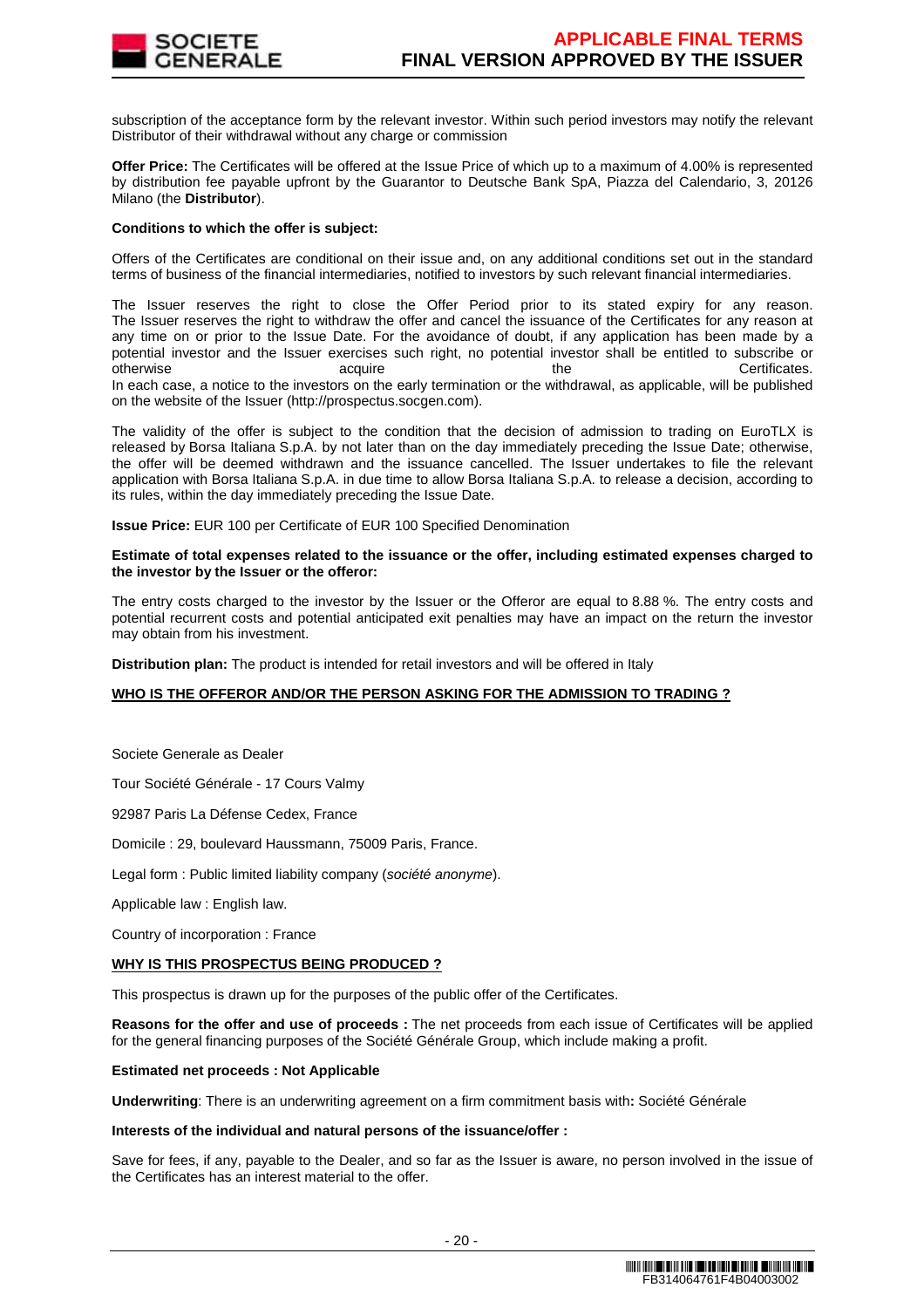subscription of the acceptance form by the relevant investor. Within such period investors may notify the relevant Distributor of their withdrawal without any charge or commission

**Offer Price:** The Certificates will be offered at the Issue Price of which up to a maximum of 4.00% is represented by distribution fee payable upfront by the Guarantor to Deutsche Bank SpA, Piazza del Calendario, 3, 20126 Milano (the **Distributor**).

**Conditions to which the offer is subject:**

Offers of the Certificates are conditional on their issue and, on any additional conditions set out in the standard terms of business of the financial intermediaries, notified to investors by such relevant financial intermediaries.

The Issuer reserves the right to close the Offer Period prior to its stated expiry for any reason. The Issuer reserves the right to withdraw the offer and cancel the issuance of the Certificates for any reason at any time on or prior to the Issue Date. For the avoidance of doubt, if any application has been made by a potential investor and the Issuer exercises such right, no potential investor shall be entitled to subscribe or otherwise acquire the Certificates. In each case, a notice to the investors on the early termination or the withdrawal, as applicable, will be published on the website of the Issuer (http://prospectus.socgen.com).

The validity of the offer is subject to the condition that the decision of admission to trading on EuroTLX is released by Borsa Italiana S.p.A. by not later than on the day immediately preceding the Issue Date; otherwise, the offer will be deemed withdrawn and the issuance cancelled. The Issuer undertakes to file the relevant application with Borsa Italiana S.p.A. in due time to allow Borsa Italiana S.p.A. to release a decision, according to its rules, within the day immediately preceding the Issue Date.

**Issue Price:** EUR 100 per Certificate of EUR 100 Specified Denomination

**Estimate of total expenses related to the issuance or the offer, including estimated expenses charged to the investor by the Issuer or the offeror:**

The entry costs charged to the investor by the Issuer or the Offeror are equal to 8.88 %. The entry costs and potential recurrent costs and potential anticipated exit penalties may have an impact on the return the investor may obtain from his investment.

**Distribution plan:** The product is intended for retail investors and will be offered in Italy

**WHO IS THE OFFEROR AND/OR THE PERSON ASKING FOR THE ADMISSION TO TRADING ?**

Societe Generale as Dealer

Tour Société Générale - 17 Cours Valmy

92987 Paris La Défense Cedex, France

Domicile : 29, boulevard Haussmann, 75009 Paris, France.

Legal form : Public limited liability company (*société anonyme*).

Applicable law : English law.

Country of incorporation : France

**WHY IS THIS PROSPECTUS BEING PRODUCED ?**

This prospectus is drawn up for the purposes of the public offer of the Certificates.

**Reasons for the offer and use of proceeds :** The net proceeds from each issue of Certificates will be applied for the general financing purposes of the Société Générale Group, which include making a profit.

**Estimated net proceeds : Not Applicable**

**Underwriting**: There is an underwriting agreement on a firm commitment basis with**:** Société Générale

**Interests of the individual and natural persons of the issuance/offer :**

Save for fees, if any, payable to the Dealer, and so far as the Issuer is aware, no person involved in the issue of the Certificates has an interest material to the offer.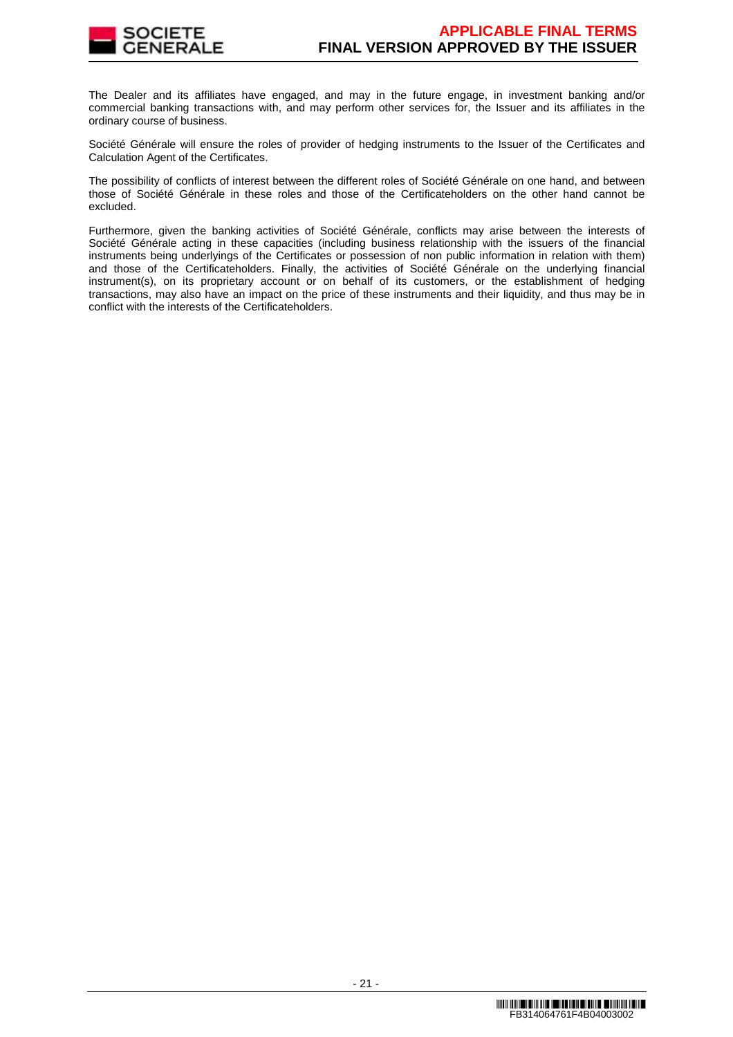The Dealer and its affiliates have engaged, and may in the future engage, in investment banking and/or commercial banking transactions with, and may perform other services for, the Issuer and its affiliates in the ordinary course of business.

Société Générale will ensure the roles of provider of hedging instruments to the Issuer of the Certificates and Calculation Agent of the Certificates.

The possibility of conflicts of interest between the different roles of Société Générale on one hand, and between those of Société Générale in these roles and those of the Certificateholders on the other hand cannot be excluded.

Furthermore, given the banking activities of Société Générale, conflicts may arise between the interests of Société Générale acting in these capacities (including business relationship with the issuers of the financial instruments being underlyings of the Certificates or possession of non public information in relation with them) and those of the Certificateholders. Finally, the activities of Société Générale on the underlying financial instrument(s), on its proprietary account or on behalf of its customers, or the establishment of hedging transactions, may also have an impact on the price of these instruments and their liquidity, and thus may be in conflict with the interests of the Certificateholders.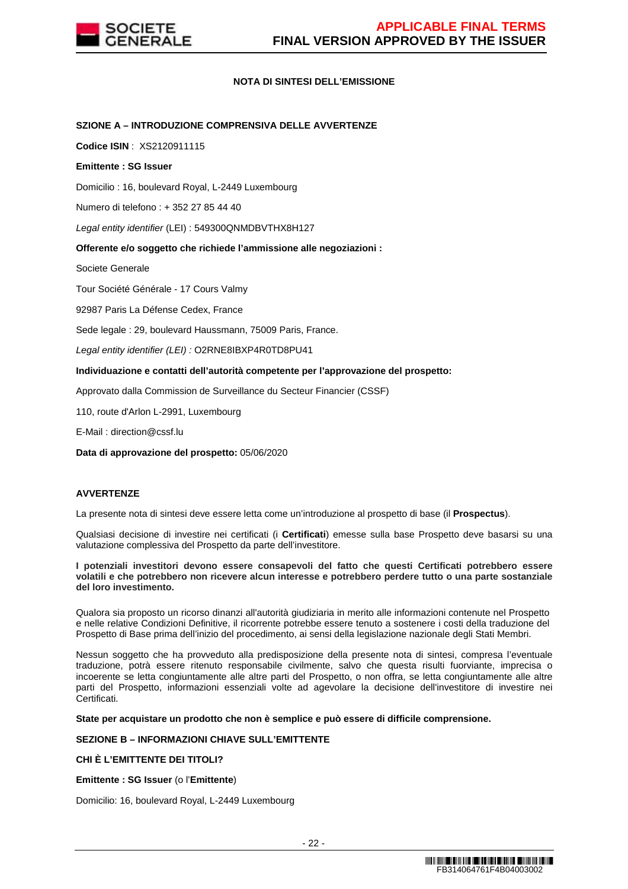**NOTA DI SINTESI DELL'EMISSIONE**

**SZIONE A – INTRODUZIONE COMPRENSIVA DELLE AVVERTENZE**

**Codice ISIN** : XS2120911115

**Emittente : SG Issuer**

Domicilio : 16, boulevard Royal, L-2449 Luxembourg

Numero di telefono : + 352 27 85 44 40

*Legal entity identifier* (LEI) : 549300QNMDBVTHX8H127

**Offerente e/o soggetto che richiede l'ammissione alle negoziazioni :**

Societe Generale

Tour Société Générale - 17 Cours Valmy

92987 Paris La Défense Cedex, France

Sede legale : 29, boulevard Haussmann, 75009 Paris, France.

*Legal entity identifier (LEI) :* O2RNE8IBXP4R0TD8PU41

**Individuazione e contatti dell'autorità competente per l'approvazione del prospetto:**

Approvato dalla Commission de Surveillance du Secteur Financier (CSSF)

110, route d'Arlon L-2991, Luxembourg

E-Mail : direction@cssf.lu

**Data di approvazione del prospetto:** 05/06/2020

**AVVERTENZE**

La presente nota di sintesi deve essere letta come un'introduzione al prospetto di base (il **Prospectus**).

Qualsiasi decisione di investire nei certificati (i **Certificati**) emesse sulla base Prospetto deve basarsi su una valutazione complessiva del Prospetto da parte dell'investitore.

**I potenziali investitori devono essere consapevoli del fatto che questi Certificati potrebbero essere volatili e che potrebbero non ricevere alcun interesse e potrebbero perdere tutto o una parte sostanziale del loro investimento.**

Qualora sia proposto un ricorso dinanzi all'autorità giudiziaria in merito alle informazioni contenute nel Prospetto e nelle relative Condizioni Definitive, il ricorrente potrebbe essere tenuto a sostenere i costi della traduzione del Prospetto di Base prima dell'inizio del procedimento, ai sensi della legislazione nazionale degli Stati Membri.

Nessun soggetto che ha provveduto alla predisposizione della presente nota di sintesi, compresa l'eventuale traduzione, potrà essere ritenuto responsabile civilmente, salvo che questa risulti fuorviante, imprecisa o incoerente se letta congiuntamente alle altre parti del Prospetto, o non offra, se letta congiuntamente alle altre parti del Prospetto, informazioni essenziali volte ad agevolare la decisione dell'investitore di investire nei Certificati.

**State per acquistare un prodotto che non è semplice e può essere di difficile comprensione.**

**SEZIONE B – INFORMAZIONI CHIAVE SULL'EMITTENTE**

**CHI È L'EMITTENTE DEI TITOLI?**

**Emittente : SG Issuer** (o l'**Emittente**)

Domicilio: 16, boulevard Royal, L-2449 Luxembourg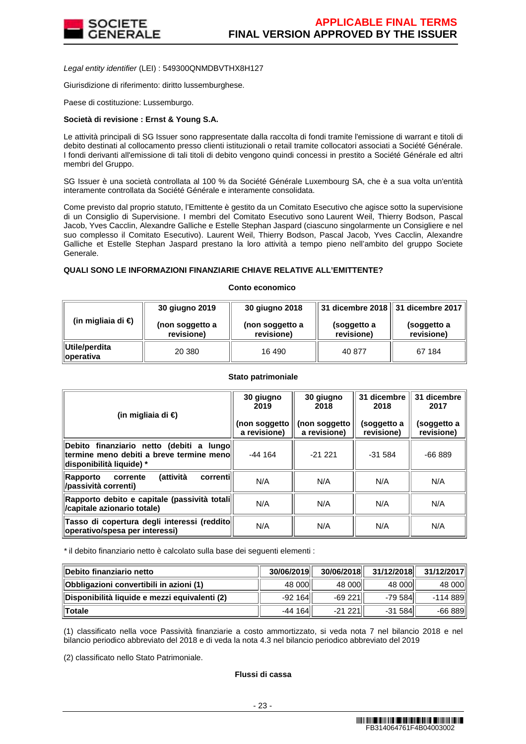*Legal entity identifier* (LEI) : 549300QNMDBVTHX8H127

Giurisdizione di riferimento: diritto lussemburghese.

Paese di costituzione: Lussemburgo.

**Società di revisione : Ernst & Young S.A.**

Le attività principali di SG Issuer sono rappresentate dalla raccolta di fondi tramite l'emissione di warrant e titoli di debito destinati al collocamento presso clienti istituzionali o retail tramite collocatori associati a Société Générale. I fondi derivanti all'emissione di tali titoli di debito vengono quindi concessi in prestito a Société Générale ed altri membri del Gruppo.

SG Issuer è una società controllata al 100 % da Société Générale Luxembourg SA, che è a sua volta un'entità interamente controllata da Société Générale e interamente consolidata.

Come previsto dal proprio statuto, l'Emittente è gestito da un Comitato Esecutivo che agisce sotto la supervisione di un Consiglio di Supervisione. I membri del Comitato Esecutivo sono Laurent Weil, Thierry Bodson, Pascal Jacob, Yves Cacclin, Alexandre Galliche e Estelle Stephan Jaspard (ciascuno singolarmente un Consigliere e nel suo complesso il Comitato Esecutivo). Laurent Weil, Thierry Bodson, Pascal Jacob, Yves Cacclin, Alexandre Galliche et Estelle Stephan Jaspard prestano la loro attività a tempo pieno nell'ambito del gruppo Societe Generale.

**QUALI SONO LE INFORMAZIONI FINANZIARIE CHIAVE RELATIVE ALL'EMITTENTE?**

**Conto economico**

| (in migliaia di €) | 30 giugno 2019 (non soggetto a revisione) | 30 giugno 2018 (non soggetto a revisione) | 31 dicembre 2018 (soggetto a revisione) | 31 dicembre 2017 (soggetto a revisione) |
|---|---|---|---|---|
| Utile/perdita operativa | 20 380 | 16 490 | 40 877 | 67 184 |

**Stato patrimoniale**

| (in migliaia di €) | 30 giugno 2019 (non soggetto a revisione) | 30 giugno 2018 (non soggetto a revisione) | 31 dicembre 2018 (soggetto a revisione) | 31 dicembre 2017 (soggetto a revisione) |
|---|---|---|---|---|
| Debito finanziario netto (debiti a lungo termine meno debiti a breve termine meno disponibilità liquide) * | -44 164 | -21 221 | -31 584 | -66 889 |
| Rapporto corrente (attività correnti /passività correnti) | N/A | N/A | N/A | N/A |
| Rapporto debito e capitale (passività totali /capitale azionario totale) | N/A | N/A | N/A | N/A |
| Tasso di copertura degli interessi (reddito operativo/spesa per interessi) | N/A | N/A | N/A | N/A |

* il debito finanziario netto è calcolato sulla base dei seguenti elementi :

| Debito finanziario netto | 30/06/2019 | 30/06/2018 | 31/12/2018 | 31/12/2017 |
|---|---|---|---|---|
| Obbligazioni convertibili in azioni (1) | 48 000 | 48 000 | 48 000 | 48 000 |
| Disponibilità liquide e mezzi equivalenti (2) | -92 164 | -69 221 | -79 584 | -114 889 |
| Totale | -44 164 | -21 221 | -31 584 | -66 889 |

(1) classificato nella voce Passività finanziarie a costo ammortizzato, si veda nota 7 nel bilancio 2018 e nel bilancio periodico abbreviato del 2018 e di veda la nota 4.3 nel bilancio periodico abbreviato del 2019

(2) classificato nello Stato Patrimoniale.

**Flussi di cassa**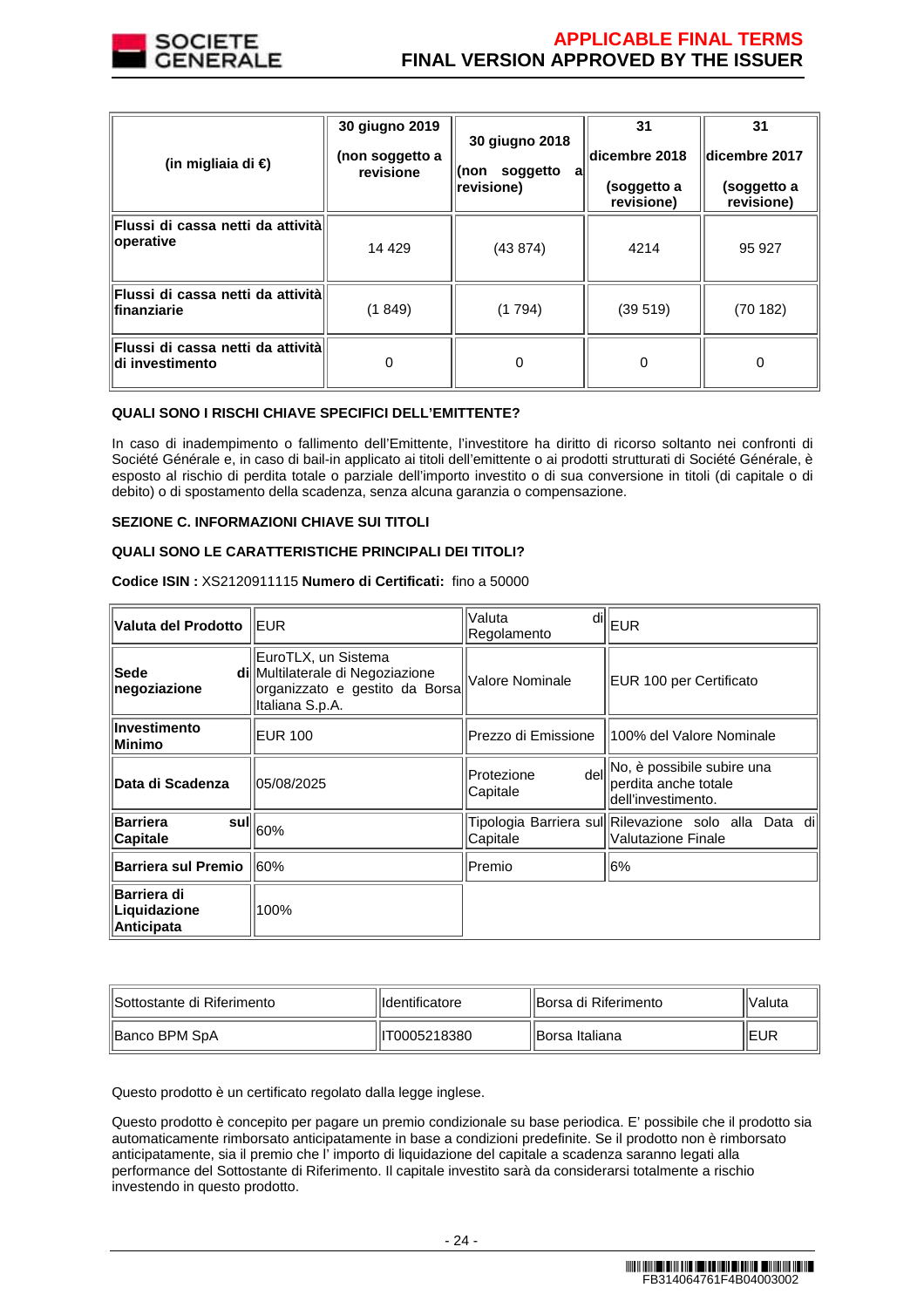| (in migliaia di €) | 30 giugno 2019 (non soggetto a revisione | 30 giugno 2018 (non soggetto a revisione) | 31 dicembre 2018 (soggetto a revisione) | 31 dicembre 2017 (soggetto a revisione) |
|---|---|---|---|---|
| **Flussi di cassa netti da attività operative** | 14 429 | (43 874) | 4214 | 95 927 |
| **Flussi di cassa netti da attività finanziarie** | (1 849) | (1 794) | (39 519) | (70 182) |
| **Flussi di cassa netti da attività di investimento** | 0 | 0 | 0 | 0 |

**QUALI SONO I RISCHI CHIAVE SPECIFICI DELL'EMITTENTE?**

In caso di inadempimento o fallimento dell'Emittente, l'investitore ha diritto di ricorso soltanto nei confronti di Société Générale e, in caso di bail-in applicato ai titoli dell'emittente o ai prodotti strutturati di Société Générale, è esposto al rischio di perdita totale o parziale dell'importo investito o di sua conversione in titoli (di capitale o di debito) o di spostamento della scadenza, senza alcuna garanzia o compensazione.

**SEZIONE C. INFORMAZIONI CHIAVE SUI TITOLI**

**QUALI SONO LE CARATTERISTICHE PRINCIPALI DEI TITOLI?**

**Codice ISIN :** XS2120911115 **Numero di Certificati:** fino a 50000

| | | | |
|---|---|---|---|
| **Valuta del Prodotto** | EUR | Valuta di Regolamento | EUR |
| **Sede di negoziazione** | EuroTLX, un Sistema Multilaterale di Negoziazione organizzato e gestito da Borsa Italiana S.p.A. | Valore Nominale | EUR 100 per Certificato |
| **Investimento Minimo** | EUR 100 | Prezzo di Emissione | 100% del Valore Nominale |
| **Data di Scadenza** | 05/08/2025 | Protezione del Capitale | No, è possibile subire una perdita anche totale dell'investimento. |
| **Barriera sul Capitale** | 60% | Tipologia Barriera sul Capitale | Rilevazione solo alla Data di Valutazione Finale |
| **Barriera sul Premio** | 60% | Premio | 6% |
| **Barriera di Liquidazione Anticipata** | 100% | | |

| Sottostante di Riferimento | Identificatore | Borsa di Riferimento | Valuta |
|---|---|---|---|
| Banco BPM SpA | IT0005218380 | Borsa Italiana | EUR |

Questo prodotto è un certificato regolato dalla legge inglese.

Questo prodotto è concepito per pagare un premio condizionale su base periodica. E' possibile che il prodotto sia automaticamente rimborsato anticipatamente in base a condizioni predefinite. Se il prodotto non è rimborsato anticipatamente, sia il premio che l' importo di liquidazione del capitale a scadenza saranno legati alla performance del Sottostante di Riferimento. Il capitale investito sarà da considerarsi totalmente a rischio investendo in questo prodotto.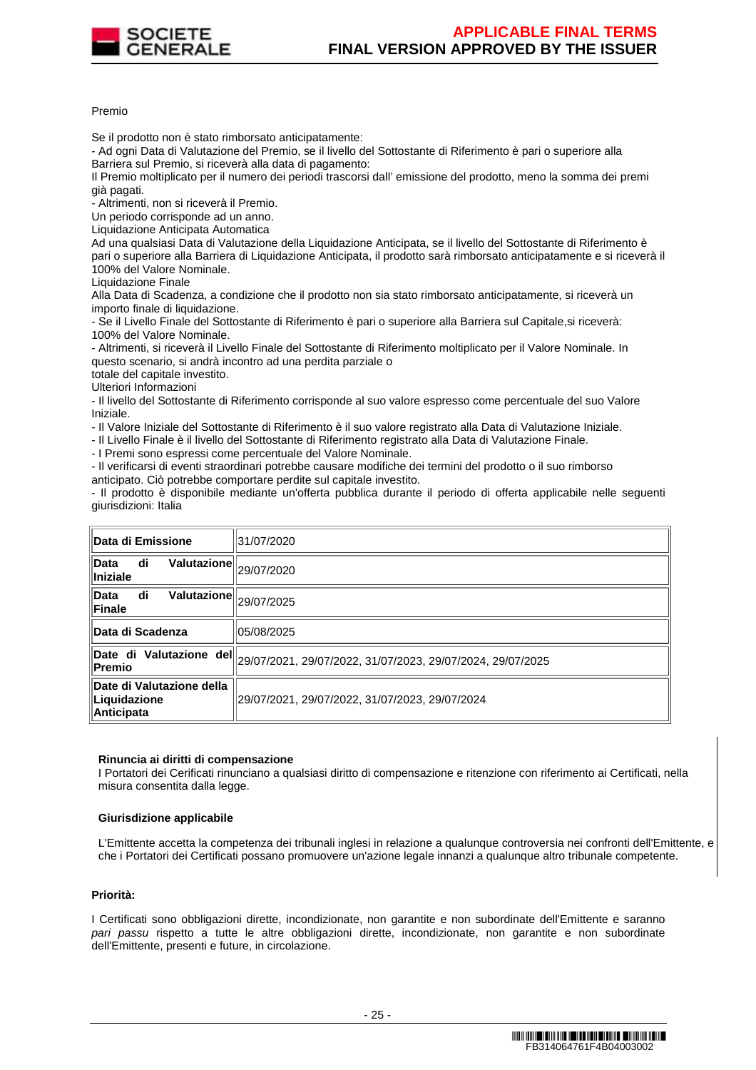Premio

Se il prodotto non è stato rimborsato anticipatamente:
- Ad ogni Data di Valutazione del Premio, se il livello del Sottostante di Riferimento è pari o superiore alla Barriera sul Premio, si riceverà alla data di pagamento:
Il Premio moltiplicato per il numero dei periodi trascorsi dall' emissione del prodotto, meno la somma dei premi già pagati.
- Altrimenti, non si riceverà il Premio.
Un periodo corrisponde ad un anno.
Liquidazione Anticipata Automatica
Ad una qualsiasi Data di Valutazione della Liquidazione Anticipata, se il livello del Sottostante di Riferimento è pari o superiore alla Barriera di Liquidazione Anticipata, il prodotto sarà rimborsato anticipatamente e si riceverà il 100% del Valore Nominale.
Liquidazione Finale
Alla Data di Scadenza, a condizione che il prodotto non sia stato rimborsato anticipatamente, si riceverà un importo finale di liquidazione.
- Se il Livello Finale del Sottostante di Riferimento è pari o superiore alla Barriera sul Capitale,si riceverà:
100% del Valore Nominale.
- Altrimenti, si riceverà il Livello Finale del Sottostante di Riferimento moltiplicato per il Valore Nominale. In questo scenario, si andrà incontro ad una perdita parziale o
totale del capitale investito.
Ulteriori Informazioni
- Il livello del Sottostante di Riferimento corrisponde al suo valore espresso come percentuale del suo Valore Iniziale.
- Il Valore Iniziale del Sottostante di Riferimento è il suo valore registrato alla Data di Valutazione Iniziale.
- Il Livello Finale è il livello del Sottostante di Riferimento registrato alla Data di Valutazione Finale.
- I Premi sono espressi come percentuale del Valore Nominale.
- Il verificarsi di eventi straordinari potrebbe causare modifiche dei termini del prodotto o il suo rimborso anticipato. Ciò potrebbe comportare perdite sul capitale investito.
- Il prodotto è disponibile mediante un'offerta pubblica durante il periodo di offerta applicabile nelle seguenti giurisdizioni: Italia

| **Data di Emissione** | 31/07/2020 |
|---|---|
| **Data di Valutazione Iniziale** | 29/07/2020 |
| **Data di Valutazione Finale** | 29/07/2025 |
| **Data di Scadenza** | 05/08/2025 |
| **Date di Valutazione del Premio** | 29/07/2021, 29/07/2022, 31/07/2023, 29/07/2024, 29/07/2025 |
| **Date di Valutazione della Liquidazione Anticipata** | 29/07/2021, 29/07/2022, 31/07/2023, 29/07/2024 |

**Rinuncia ai diritti di compensazione**
I Portatori dei Cerificati rinunciano a qualsiasi diritto di compensazione e ritenzione con riferimento ai Certificati, nella misura consentita dalla legge.

**Giurisdizione applicabile**

L'Emittente accetta la competenza dei tribunali inglesi in relazione a qualunque controversia nei confronti dell'Emittente, e che i Portatori dei Certificati possano promuovere un'azione legale innanzi a qualunque altro tribunale competente.

**Priorità:**

I Certificati sono obbligazioni dirette, incondizionate, non garantite e non subordinate dell'Emittente e saranno *pari passu* rispetto a tutte le altre obbligazioni dirette, incondizionate, non garantite e non subordinate dell'Emittente, presenti e future, in circolazione.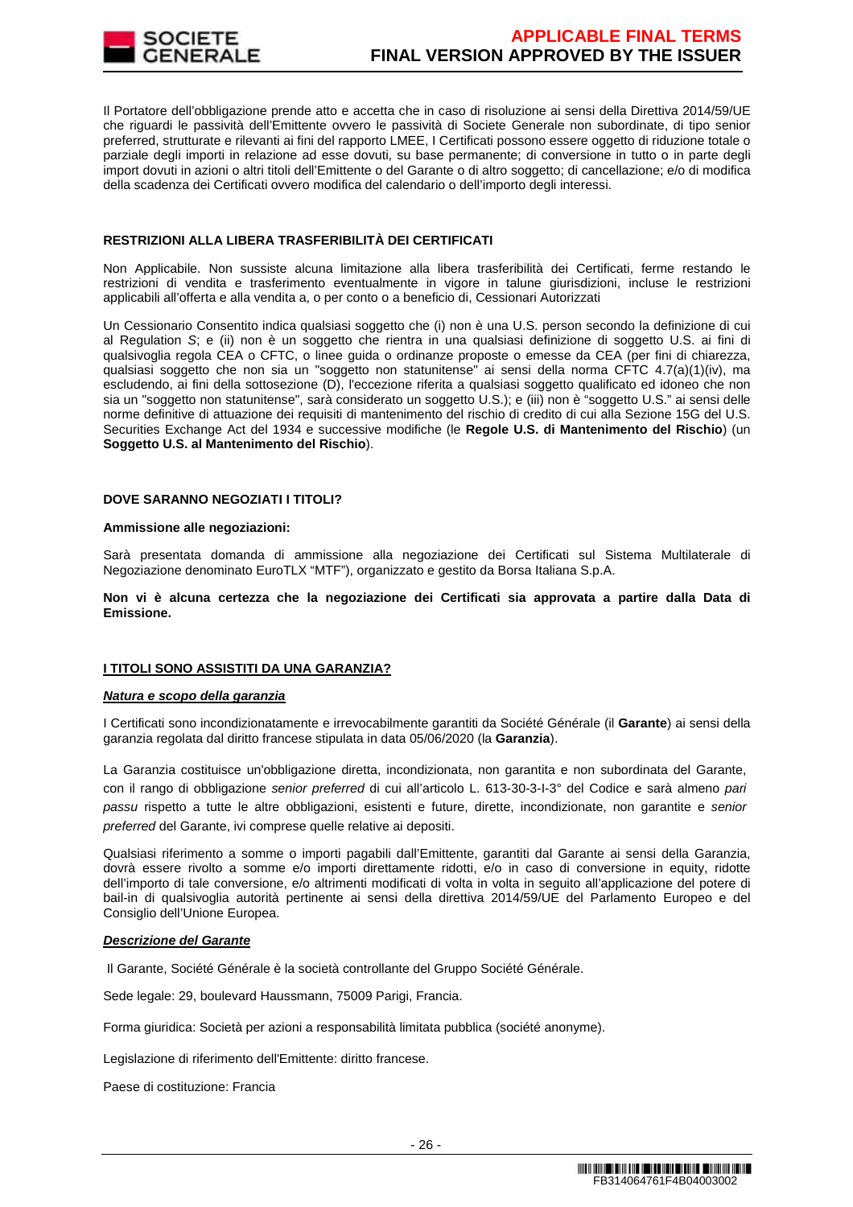Il Portatore dell'obbligazione prende atto e accetta che in caso di risoluzione ai sensi della Direttiva 2014/59/UE che riguardi le passività dell'Emittente ovvero le passività di Societe Generale non subordinate, di tipo senior preferred, strutturate e rilevanti ai fini del rapporto LMEE, I Certificati possono essere oggetto di riduzione totale o parziale degli importi in relazione ad esse dovuti, su base permanente; di conversione in tutto o in parte degli import dovuti in azioni o altri titoli dell'Emittente o del Garante o di altro soggetto; di cancellazione; e/o di modifica della scadenza dei Certificati ovvero modifica del calendario o dell'importo degli interessi.

**RESTRIZIONI ALLA LIBERA TRASFERIBILITÀ DEI CERTIFICATI**

Non Applicabile. Non sussiste alcuna limitazione alla libera trasferibilità dei Certificati, ferme restando le restrizioni di vendita e trasferimento eventualmente in vigore in talune giurisdizioni, incluse le restrizioni applicabili all'offerta e alla vendita a, o per conto o a beneficio di, Cessionari Autorizzati

Un Cessionario Consentito indica qualsiasi soggetto che (i) non è una U.S. person secondo la definizione di cui al Regulation *S*; e (ii) non è un soggetto che rientra in una qualsiasi definizione di soggetto U.S. ai fini di qualsivoglia regola CEA o CFTC, o linee guida o ordinanze proposte o emesse da CEA (per fini di chiarezza, qualsiasi soggetto che non sia un "soggetto non statunitense" ai sensi della norma CFTC 4.7(a)(1)(iv), ma escludendo, ai fini della sottosezione (D), l'eccezione riferita a qualsiasi soggetto qualificato ed idoneo che non sia un "soggetto non statunitense", sarà considerato un soggetto U.S.); e (iii) non è "soggetto U.S." ai sensi delle norme definitive di attuazione dei requisiti di mantenimento del rischio di credito di cui alla Sezione 15G del U.S. Securities Exchange Act del 1934 e successive modifiche (le **Regole U.S. di Mantenimento del Rischio**) (un **Soggetto U.S. al Mantenimento del Rischio**).

**DOVE SARANNO NEGOZIATI I TITOLI?**

**Ammissione alle negoziazioni:**

Sarà presentata domanda di ammissione alla negoziazione dei Certificati sul Sistema Multilaterale di Negoziazione denominato EuroTLX "MTF"), organizzato e gestito da Borsa Italiana S.p.A.

**Non vi è alcuna certezza che la negoziazione dei Certificati sia approvata a partire dalla Data di Emissione.**

**I TITOLI SONO ASSISTITI DA UNA GARANZIA?**

***Natura e scopo della garanzia***

I Certificati sono incondizionatamente e irrevocabilmente garantiti da Société Générale (il **Garante**) ai sensi della garanzia regolata dal diritto francese stipulata in data 05/06/2020 (la **Garanzia**).

La Garanzia costituisce un'obbligazione diretta, incondizionata, non garantita e non subordinata del Garante, con il rango di obbligazione *senior preferred* di cui all'articolo L. 613-30-3-I-3° del Codice e sarà almeno *pari passu* rispetto a tutte le altre obbligazioni, esistenti e future, dirette, incondizionate, non garantite e *senior preferred* del Garante, ivi comprese quelle relative ai depositi.

Qualsiasi riferimento a somme o importi pagabili dall'Emittente, garantiti dal Garante ai sensi della Garanzia, dovrà essere rivolto a somme e/o importi direttamente ridotti, e/o in caso di conversione in equity, ridotte dell'importo di tale conversione, e/o altrimenti modificati di volta in volta in seguito all'applicazione del potere di bail-in di qualsivoglia autorità pertinente ai sensi della direttiva 2014/59/UE del Parlamento Europeo e del Consiglio dell'Unione Europea.

***Descrizione del Garante***

Il Garante, Société Générale è la società controllante del Gruppo Société Générale.

Sede legale: 29, boulevard Haussmann, 75009 Parigi, Francia.

Forma giuridica: Società per azioni a responsabilità limitata pubblica (société anonyme).

Legislazione di riferimento dell'Emittente: diritto francese.

Paese di costituzione: Francia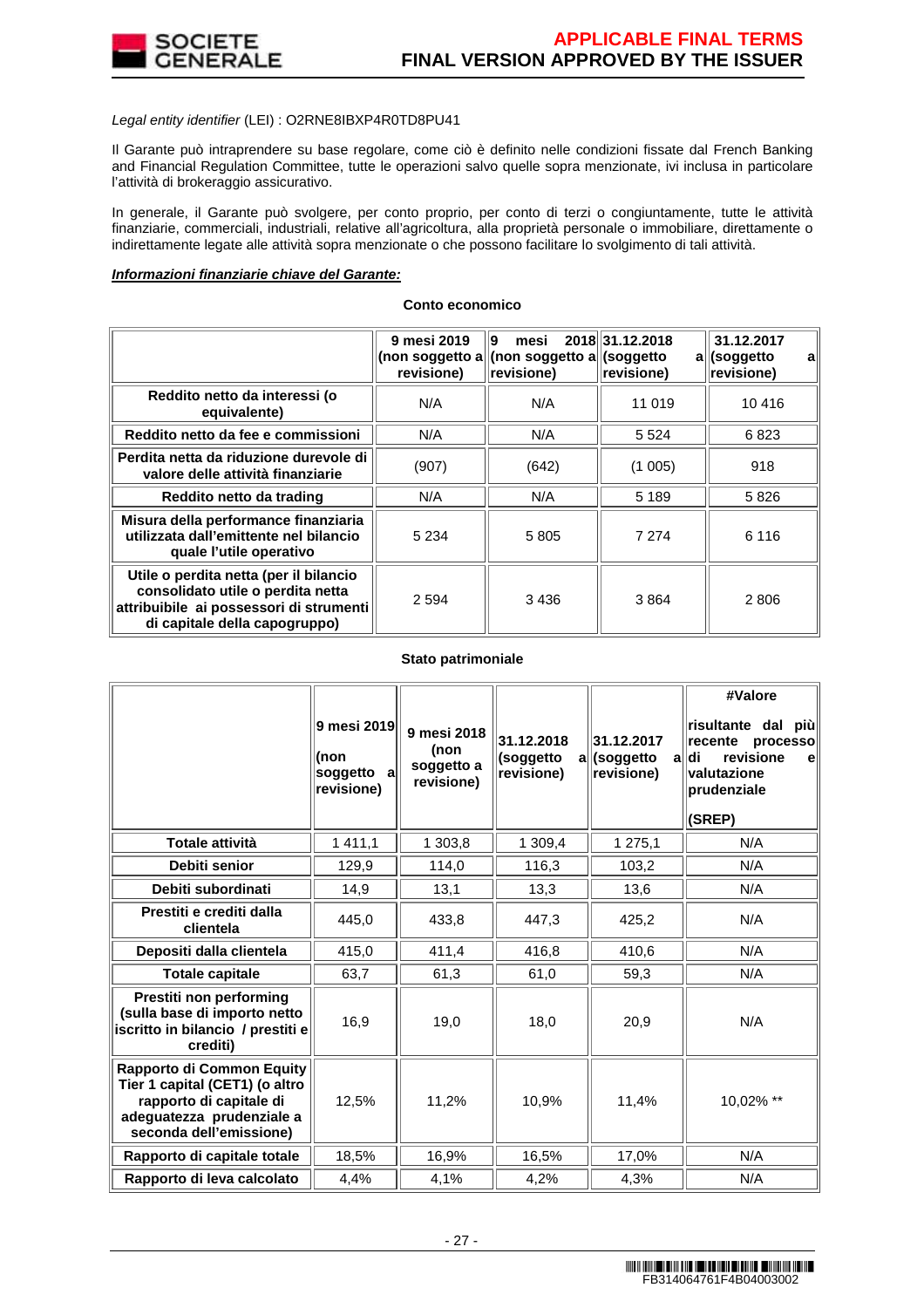*Legal entity identifier* (LEI) : O2RNE8IBXP4R0TD8PU41

Il Garante può intraprendere su base regolare, come ciò è definito nelle condizioni fissate dal French Banking and Financial Regulation Committee, tutte le operazioni salvo quelle sopra menzionate, ivi inclusa in particolare l'attività di brokeraggio assicurativo.

In generale, il Garante può svolgere, per conto proprio, per conto di terzi o congiuntamente, tutte le attività finanziarie, commerciali, industriali, relative all'agricoltura, alla proprietà personale o immobiliare, direttamente o indirettamente legate alle attività sopra menzionate o che possono facilitare lo svolgimento di tali attività.

***Informazioni finanziarie chiave del Garante:***

**Conto economico**

| | 9 mesi 2019 (non soggetto a revisione) | 9 mesi 2018 (non soggetto a revisione) | 31.12.2018 (soggetto a revisione) | 31.12.2017 (soggetto a revisione) |
|---|---|---|---|---|
| **Reddito netto da interessi (o equivalente)** | N/A | N/A | 11 019 | 10 416 |
| **Reddito netto da fee e commissioni** | N/A | N/A | 5 524 | 6 823 |
| **Perdita netta da riduzione durevole di valore delle attività finanziarie** | (907) | (642) | (1 005) | 918 |
| **Reddito netto da trading** | N/A | N/A | 5 189 | 5 826 |
| **Misura della performance finanziaria utilizzata dall'emittente nel bilancio quale l'utile operativo** | 5 234 | 5 805 | 7 274 | 6 116 |
| **Utile o perdita netta (per il bilancio consolidato utile o perdita netta attribuibile ai possessori di strumenti di capitale della capogruppo)** | 2 594 | 3 436 | 3 864 | 2 806 |

**Stato patrimoniale**

| | 9 mesi 2019 (non soggetto a revisione) | 9 mesi 2018 (non soggetto a revisione) | 31.12.2018 (soggetto a revisione) | 31.12.2017 (soggetto a revisione) | #Valore risultante dal più recente processo di revisione e valutazione prudenziale (SREP) |
|---|---|---|---|---|---|
| **Totale attività** | 1 411,1 | 1 303,8 | 1 309,4 | 1 275,1 | N/A |
| **Debiti senior** | 129,9 | 114,0 | 116,3 | 103,2 | N/A |
| **Debiti subordinati** | 14,9 | 13,1 | 13,3 | 13,6 | N/A |
| **Prestiti e crediti dalla clientela** | 445,0 | 433,8 | 447,3 | 425,2 | N/A |
| **Depositi dalla clientela** | 415,0 | 411,4 | 416,8 | 410,6 | N/A |
| **Totale capitale** | 63,7 | 61,3 | 61,0 | 59,3 | N/A |
| **Prestiti non performing (sulla base di importo netto iscritto in bilancio / prestiti e crediti)** | 16,9 | 19,0 | 18,0 | 20,9 | N/A |
| **Rapporto di Common Equity Tier 1 capital (CET1) (o altro rapporto di capitale di adeguatezza prudenziale a seconda dell'emissione)** | 12,5% | 11,2% | 10,9% | 11,4% | 10,02% ** |
| **Rapporto di capitale totale** | 18,5% | 16,9% | 16,5% | 17,0% | N/A |
| **Rapporto di leva calcolato** | 4,4% | 4,1% | 4,2% | 4,3% | N/A |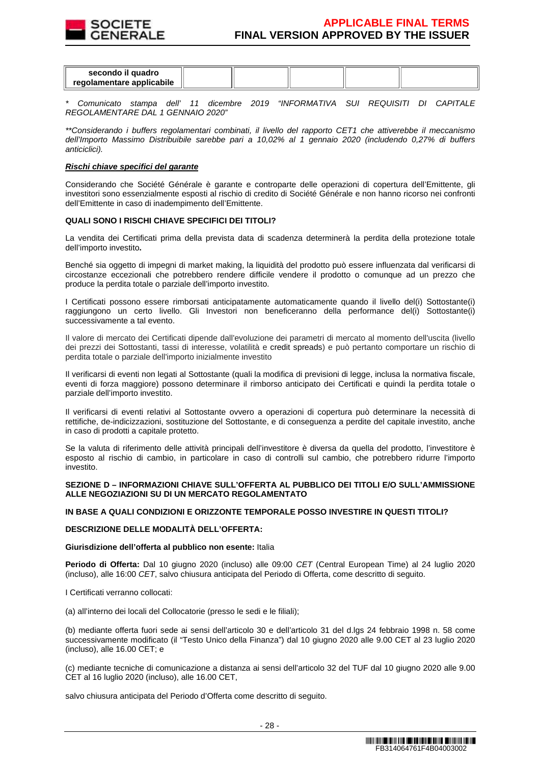| secondo il quadro regolamentare applicabile | | | | | |
|---|---|---|---|---|---|

*\* Comunicato stampa dell' 11 dicembre 2019 "INFORMATIVA SUI REQUISITI DI CAPITALE REGOLAMENTARE DAL 1 GENNAIO 2020"*

*\*\*Considerando i buffers regolamentari combinati, il livello del rapporto CET1 che attiverebbe il meccanismo dell'Importo Massimo Distribuibile sarebbe pari a 10,02% al 1 gennaio 2020 (includendo 0,27% di buffers anticiclici).*

***Rischi chiave specifici del garante***

Considerando che Société Générale è garante e controparte delle operazioni di copertura dell'Emittente, gli investitori sono essenzialmente esposti al rischio di credito di Société Générale e non hanno ricorso nei confronti dell'Emittente in caso di inadempimento dell'Emittente.

**QUALI SONO I RISCHI CHIAVE SPECIFICI DEI TITOLI?**

La vendita dei Certificati prima della prevista data di scadenza determinerà la perdita della protezione totale dell'importo investito**.**

Benché sia oggetto di impegni di market making, la liquidità del prodotto può essere influenzata dal verificarsi di circostanze eccezionali che potrebbero rendere difficile vendere il prodotto o comunque ad un prezzo che produce la perdita totale o parziale dell'importo investito.

I Certificati possono essere rimborsati anticipatamente automaticamente quando il livello del(i) Sottostante(i) raggiungono un certo livello. Gli Investori non beneficeranno della performance del(i) Sottostante(i) successivamente a tal evento.

Il valore di mercato dei Certificati dipende dall'evoluzione dei parametri di mercato al momento dell'uscita (livello dei prezzi dei Sottostanti, tassi di interesse, volatilità e credit spreads) e può pertanto comportare un rischio di perdita totale o parziale dell'importo inizialmente investito

Il verificarsi di eventi non legati al Sottostante (quali la modifica di previsioni di legge, inclusa la normativa fiscale, eventi di forza maggiore) possono determinare il rimborso anticipato dei Certificati e quindi la perdita totale o parziale dell'importo investito.

Il verificarsi di eventi relativi al Sottostante ovvero a operazioni di copertura può determinare la necessità di rettifiche, de-indicizzazioni, sostituzione del Sottostante, e di conseguenza a perdite del capitale investito, anche in caso di prodotti a capitale protetto.

Se la valuta di riferimento delle attività principali dell'investitore è diversa da quella del prodotto, l'investitore è esposto al rischio di cambio, in particolare in caso di controlli sul cambio, che potrebbero ridurre l'importo investito.

**SEZIONE D – INFORMAZIONI CHIAVE SULL'OFFERTA AL PUBBLICO DEI TITOLI E/O SULL'AMMISSIONE ALLE NEGOZIAZIONI SU DI UN MERCATO REGOLAMENTATO**

**IN BASE A QUALI CONDIZIONI E ORIZZONTE TEMPORALE POSSO INVESTIRE IN QUESTI TITOLI?**

**DESCRIZIONE DELLE MODALITÀ DELL'OFFERTA:**

**Giurisdizione dell'offerta al pubblico non esente:** Italia

**Periodo di Offerta:** Dal 10 giugno 2020 (incluso) alle 09:00 *CET* (Central European Time) al 24 luglio 2020 (incluso), alle 16:00 *CET*, salvo chiusura anticipata del Periodo di Offerta, come descritto di seguito.

I Certificati verranno collocati:

(a) all'interno dei locali del Collocatorie (presso le sedi e le filiali);

(b) mediante offerta fuori sede ai sensi dell'articolo 30 e dell'articolo 31 del d.lgs 24 febbraio 1998 n. 58 come successivamente modificato (il "Testo Unico della Finanza") dal 10 giugno 2020 alle 9.00 CET al 23 luglio 2020 (incluso), alle 16.00 CET; e

(c) mediante tecniche di comunicazione a distanza ai sensi dell'articolo 32 del TUF dal 10 giugno 2020 alle 9.00 CET al 16 luglio 2020 (incluso), alle 16.00 CET,

salvo chiusura anticipata del Periodo d'Offerta come descritto di seguito.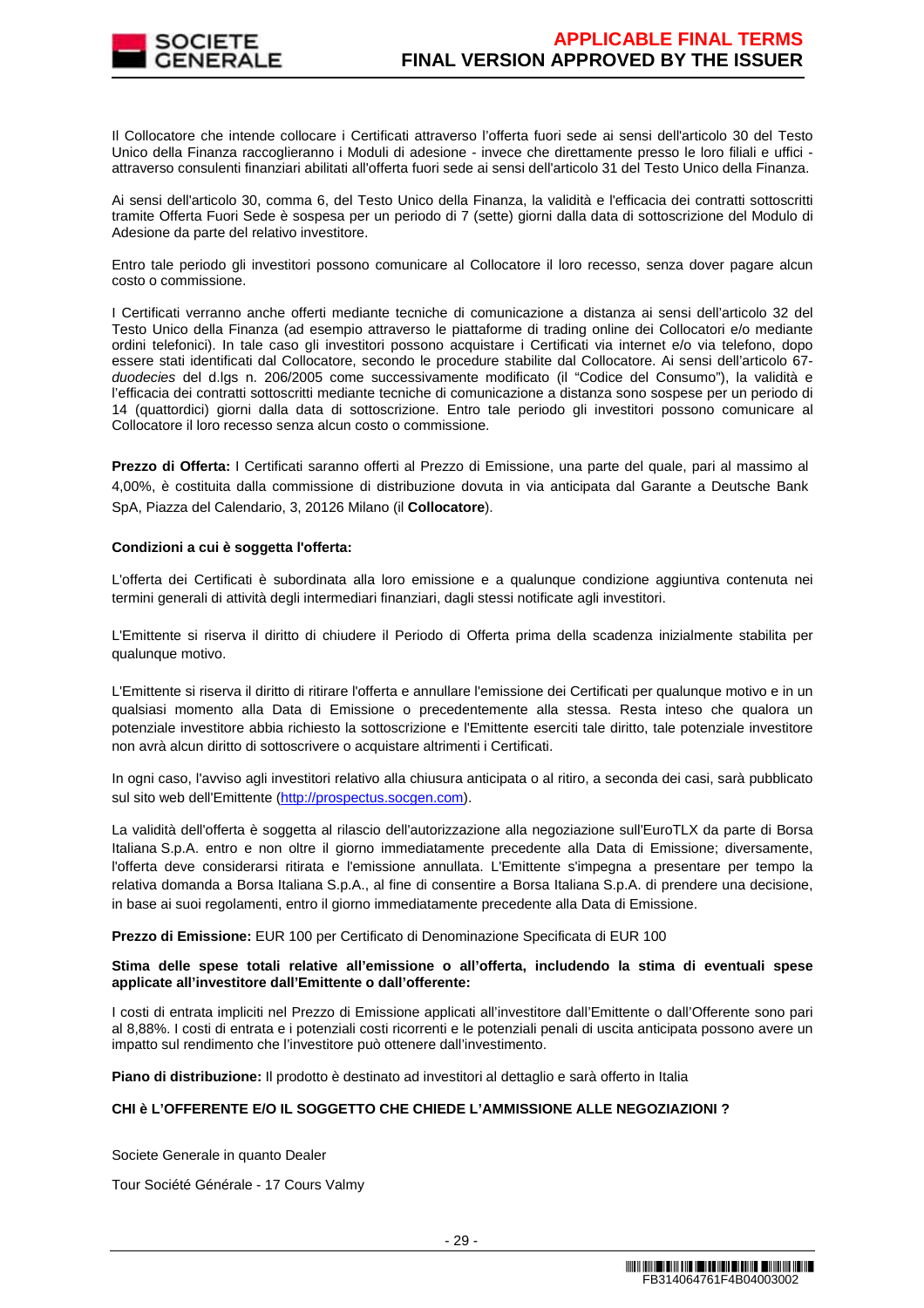Il Collocatore che intende collocare i Certificati attraverso l'offerta fuori sede ai sensi dell'articolo 30 del Testo Unico della Finanza raccoglieranno i Moduli di adesione - invece che direttamente presso le loro filiali e uffici - attraverso consulenti finanziari abilitati all'offerta fuori sede ai sensi dell'articolo 31 del Testo Unico della Finanza.

Ai sensi dell'articolo 30, comma 6, del Testo Unico della Finanza, la validità e l'efficacia dei contratti sottoscritti tramite Offerta Fuori Sede è sospesa per un periodo di 7 (sette) giorni dalla data di sottoscrizione del Modulo di Adesione da parte del relativo investitore.

Entro tale periodo gli investitori possono comunicare al Collocatore il loro recesso, senza dover pagare alcun costo o commissione.

I Certificati verranno anche offerti mediante tecniche di comunicazione a distanza ai sensi dell'articolo 32 del Testo Unico della Finanza (ad esempio attraverso le piattaforme di trading online dei Collocatori e/o mediante ordini telefonici). In tale caso gli investitori possono acquistare i Certificati via internet e/o via telefono, dopo essere stati identificati dal Collocatore, secondo le procedure stabilite dal Collocatore. Ai sensi dell'articolo 67-*duodecies* del d.lgs n. 206/2005 come successivamente modificato (il "Codice del Consumo"), la validità e l'efficacia dei contratti sottoscritti mediante tecniche di comunicazione a distanza sono sospese per un periodo di 14 (quattordici) giorni dalla data di sottoscrizione. Entro tale periodo gli investitori possono comunicare al Collocatore il loro recesso senza alcun costo o commissione.

**Prezzo di Offerta:** I Certificati saranno offerti al Prezzo di Emissione, una parte del quale, pari al massimo al 4,00%, è costituita dalla commissione di distribuzione dovuta in via anticipata dal Garante a Deutsche Bank SpA, Piazza del Calendario, 3, 20126 Milano (il **Collocatore**).

**Condizioni a cui è soggetta l'offerta:**

L'offerta dei Certificati è subordinata alla loro emissione e a qualunque condizione aggiuntiva contenuta nei termini generali di attività degli intermediari finanziari, dagli stessi notificate agli investitori.

L'Emittente si riserva il diritto di chiudere il Periodo di Offerta prima della scadenza inizialmente stabilita per qualunque motivo.

L'Emittente si riserva il diritto di ritirare l'offerta e annullare l'emissione dei Certificati per qualunque motivo e in un qualsiasi momento alla Data di Emissione o precedentemente alla stessa. Resta inteso che qualora un potenziale investitore abbia richiesto la sottoscrizione e l'Emittente eserciti tale diritto, tale potenziale investitore non avrà alcun diritto di sottoscrivere o acquistare altrimenti i Certificati.

In ogni caso, l'avviso agli investitori relativo alla chiusura anticipata o al ritiro, a seconda dei casi, sarà pubblicato sul sito web dell'Emittente (http://prospectus.socgen.com).

La validità dell'offerta è soggetta al rilascio dell'autorizzazione alla negoziazione sull'EuroTLX da parte di Borsa Italiana S.p.A. entro e non oltre il giorno immediatamente precedente alla Data di Emissione; diversamente, l'offerta deve considerarsi ritirata e l'emissione annullata. L'Emittente s'impegna a presentare per tempo la relativa domanda a Borsa Italiana S.p.A., al fine di consentire a Borsa Italiana S.p.A. di prendere una decisione, in base ai suoi regolamenti, entro il giorno immediatamente precedente alla Data di Emissione.

**Prezzo di Emissione:** EUR 100 per Certificato di Denominazione Specificata di EUR 100

**Stima delle spese totali relative all'emissione o all'offerta, includendo la stima di eventuali spese applicate all'investitore dall'Emittente o dall'offerente:**

I costi di entrata impliciti nel Prezzo di Emissione applicati all'investitore dall'Emittente o dall'Offerente sono pari al 8,88%. I costi di entrata e i potenziali costi ricorrenti e le potenziali penali di uscita anticipata possono avere un impatto sul rendimento che l'investitore può ottenere dall'investimento.

**Piano di distribuzione:** Il prodotto è destinato ad investitori al dettaglio e sarà offerto in Italia

**CHI è L'OFFERENTE E/O IL SOGGETTO CHE CHIEDE L'AMMISSIONE ALLE NEGOZIAZIONI ?**

Societe Generale in quanto Dealer

Tour Société Générale - 17 Cours Valmy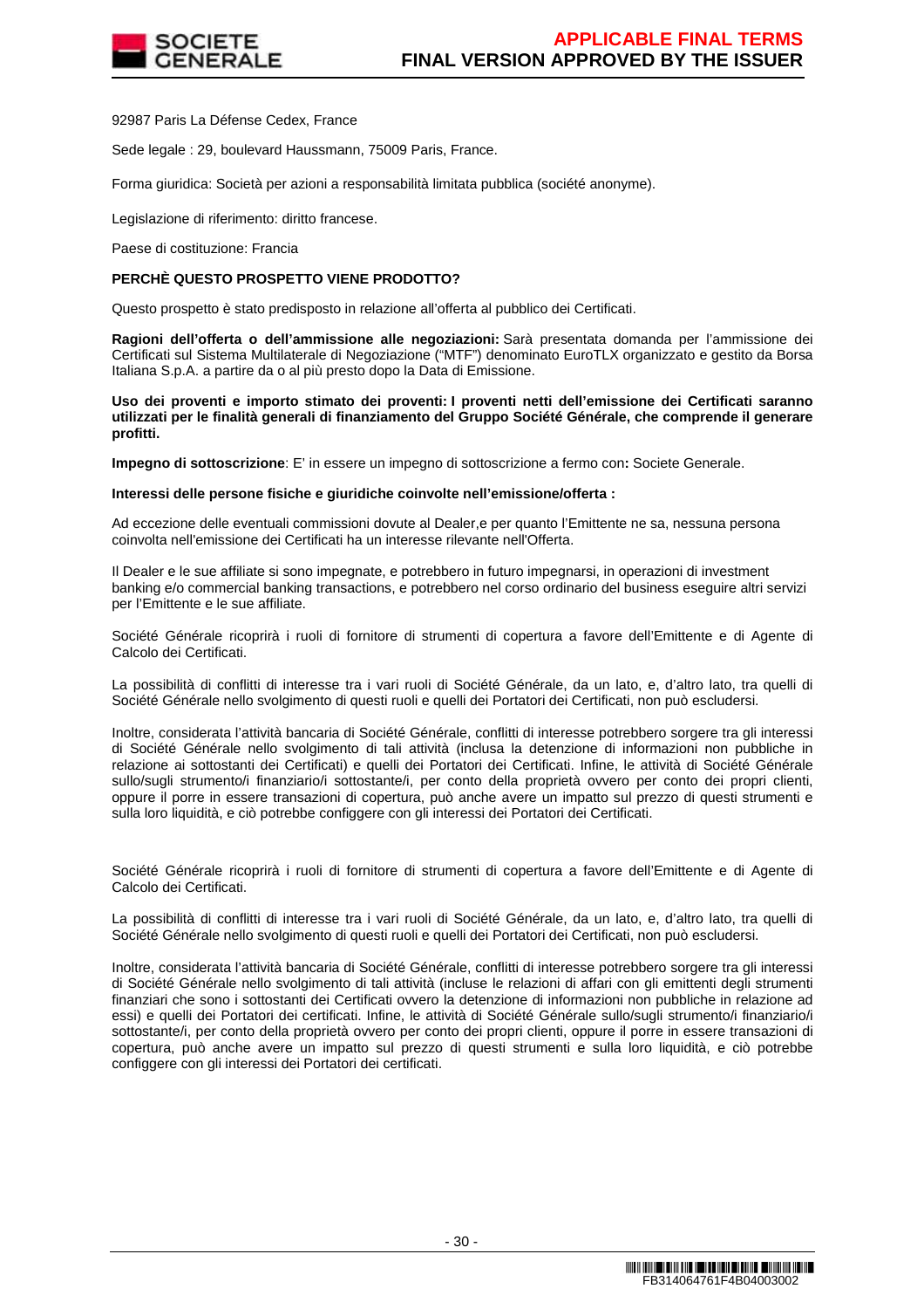92987 Paris La Défense Cedex, France

Sede legale : 29, boulevard Haussmann, 75009 Paris, France.

Forma giuridica: Società per azioni a responsabilità limitata pubblica (société anonyme).

Legislazione di riferimento: diritto francese.

Paese di costituzione: Francia

**PERCHÈ QUESTO PROSPETTO VIENE PRODOTTO?**

Questo prospetto è stato predisposto in relazione all'offerta al pubblico dei Certificati.

**Ragioni dell'offerta o dell'ammissione alle negoziazioni:** Sarà presentata domanda per l'ammissione dei Certificati sul Sistema Multilaterale di Negoziazione ("MTF") denominato EuroTLX organizzato e gestito da Borsa Italiana S.p.A. a partire da o al più presto dopo la Data di Emissione.

**Uso dei proventi e importo stimato dei proventi: I proventi netti dell'emissione dei Certificati saranno utilizzati per le finalità generali di finanziamento del Gruppo Société Générale, che comprende il generare profitti.**

**Impegno di sottoscrizione**: E' in essere un impegno di sottoscrizione a fermo con**:** Societe Generale.

**Interessi delle persone fisiche e giuridiche coinvolte nell'emissione/offerta :**

Ad eccezione delle eventuali commissioni dovute al Dealer,e per quanto l'Emittente ne sa, nessuna persona coinvolta nell'emissione dei Certificati ha un interesse rilevante nell'Offerta.

Il Dealer e le sue affiliate si sono impegnate, e potrebbero in futuro impegnarsi, in operazioni di investment banking e/o commercial banking transactions, e potrebbero nel corso ordinario del business eseguire altri servizi per l'Emittente e le sue affiliate.

Société Générale ricoprirà i ruoli di fornitore di strumenti di copertura a favore dell'Emittente e di Agente di Calcolo dei Certificati.

La possibilità di conflitti di interesse tra i vari ruoli di Société Générale, da un lato, e, d'altro lato, tra quelli di Société Générale nello svolgimento di questi ruoli e quelli dei Portatori dei Certificati, non può escludersi.

Inoltre, considerata l'attività bancaria di Société Générale, conflitti di interesse potrebbero sorgere tra gli interessi di Société Générale nello svolgimento di tali attività (inclusa la detenzione di informazioni non pubbliche in relazione ai sottostanti dei Certificati) e quelli dei Portatori dei Certificati. Infine, le attività di Société Générale sullo/sugli strumento/i finanziario/i sottostante/i, per conto della proprietà ovvero per conto dei propri clienti, oppure il porre in essere transazioni di copertura, può anche avere un impatto sul prezzo di questi strumenti e sulla loro liquidità, e ciò potrebbe configgere con gli interessi dei Portatori dei Certificati.

Société Générale ricoprirà i ruoli di fornitore di strumenti di copertura a favore dell'Emittente e di Agente di Calcolo dei Certificati.

La possibilità di conflitti di interesse tra i vari ruoli di Société Générale, da un lato, e, d'altro lato, tra quelli di Société Générale nello svolgimento di questi ruoli e quelli dei Portatori dei Certificati, non può escludersi.

Inoltre, considerata l'attività bancaria di Société Générale, conflitti di interesse potrebbero sorgere tra gli interessi di Société Générale nello svolgimento di tali attività (incluse le relazioni di affari con gli emittenti degli strumenti finanziari che sono i sottostanti dei Certificati ovvero la detenzione di informazioni non pubbliche in relazione ad essi) e quelli dei Portatori dei certificati. Infine, le attività di Société Générale sullo/sugli strumento/i finanziario/i sottostante/i, per conto della proprietà ovvero per conto dei propri clienti, oppure il porre in essere transazioni di copertura, può anche avere un impatto sul prezzo di questi strumenti e sulla loro liquidità, e ciò potrebbe configgere con gli interessi dei Portatori dei certificati.